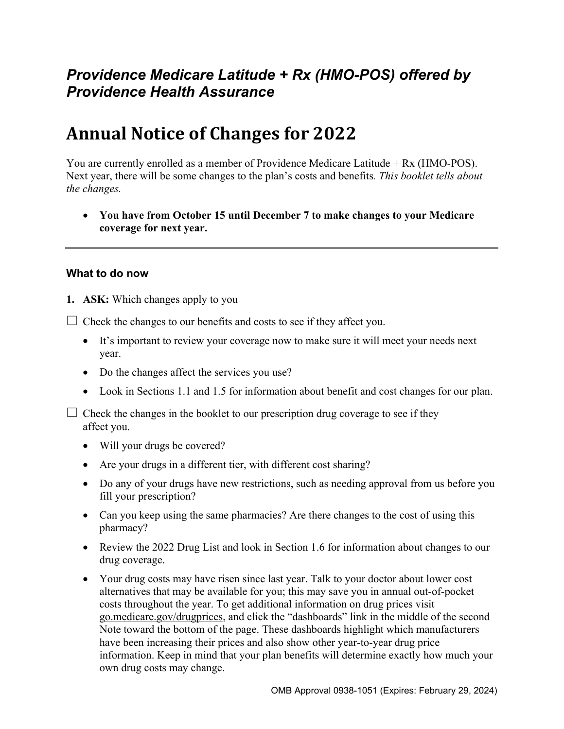## *Providence Medicare Latitude + Rx (HMO-POS) offered by Providence Health Assurance*

# Annual Notice of Changes for 2022

You are currently enrolled as a member of Providence Medicare Latitude + Rx (HMO-POS). Next year, there will be some changes to the plan's costs and benefits*. This booklet tells about the changes.*

- **You have from October 15 until December 7 to make changes to your Medicare coverage for next year.**

---

### What to do now

1. **ASK:** Which changes apply to you

☐ Check the changes to our benefits and costs to see if they affect you.

- It's important to review your coverage now to make sure it will meet your needs next year.
- Do the changes affect the services you use?
- Look in Sections 1.1 and 1.5 for information about benefit and cost changes for our plan.

☐ Check the changes in the booklet to our prescription drug coverage to see if they affect you.

- Will your drugs be covered?
- Are your drugs in a different tier, with different cost sharing?
- Do any of your drugs have new restrictions, such as needing approval from us before you fill your prescription?
- Can you keep using the same pharmacies? Are there changes to the cost of using this pharmacy?
- Review the 2022 Drug List and look in Section 1.6 for information about changes to our drug coverage.
- Your drug costs may have risen since last year. Talk to your doctor about lower cost alternatives that may be available for you; this may save you in annual out-of-pocket costs throughout the year. To get additional information on drug prices visit go.medicare.gov/drugprices, and click the "dashboards" link in the middle of the second Note toward the bottom of the page. These dashboards highlight which manufacturers have been increasing their prices and also show other year-to-year drug price information. Keep in mind that your plan benefits will determine exactly how much your own drug costs may change.

OMB Approval 0938-1051 (Expires: February 29, 2024)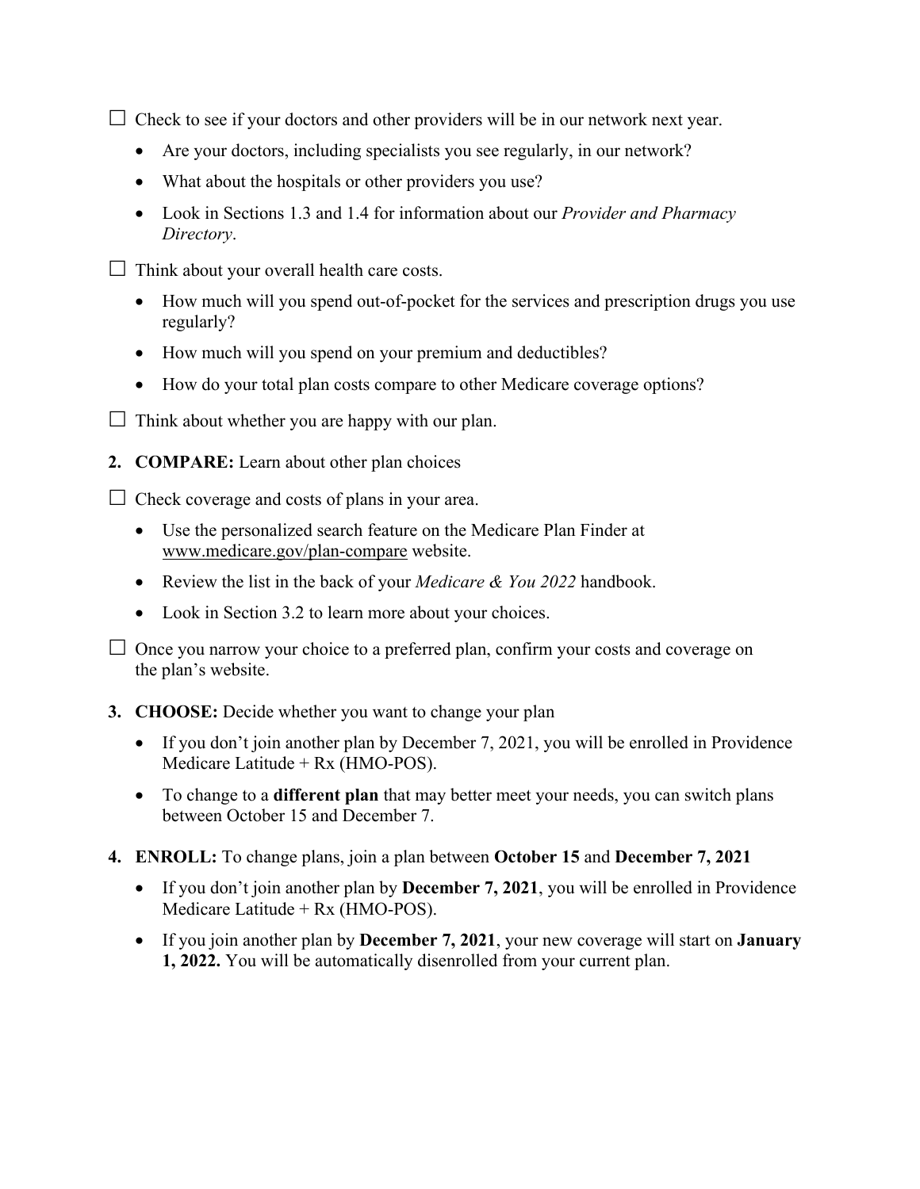☐ Check to see if your doctors and other providers will be in our network next year.

- Are your doctors, including specialists you see regularly, in our network?
- What about the hospitals or other providers you use?
- Look in Sections 1.3 and 1.4 for information about our *Provider and Pharmacy Directory*.

☐ Think about your overall health care costs.

- How much will you spend out-of-pocket for the services and prescription drugs you use regularly?
- How much will you spend on your premium and deductibles?
- How do your total plan costs compare to other Medicare coverage options?

☐ Think about whether you are happy with our plan.

2. **COMPARE:** Learn about other plan choices

☐ Check coverage and costs of plans in your area.

- Use the personalized search feature on the Medicare Plan Finder at www.medicare.gov/plan-compare website.
- Review the list in the back of your *Medicare & You 2022* handbook.
- Look in Section 3.2 to learn more about your choices.

☐ Once you narrow your choice to a preferred plan, confirm your costs and coverage on the plan's website.

3. **CHOOSE:** Decide whether you want to change your plan

- If you don't join another plan by December 7, 2021, you will be enrolled in Providence Medicare Latitude + Rx (HMO-POS).
- To change to a **different plan** that may better meet your needs, you can switch plans between October 15 and December 7.

4. **ENROLL:** To change plans, join a plan between **October 15** and **December 7, 2021**

- If you don't join another plan by **December 7, 2021**, you will be enrolled in Providence Medicare Latitude + Rx (HMO-POS).
- If you join another plan by **December 7, 2021**, your new coverage will start on **January 1, 2022.** You will be automatically disenrolled from your current plan.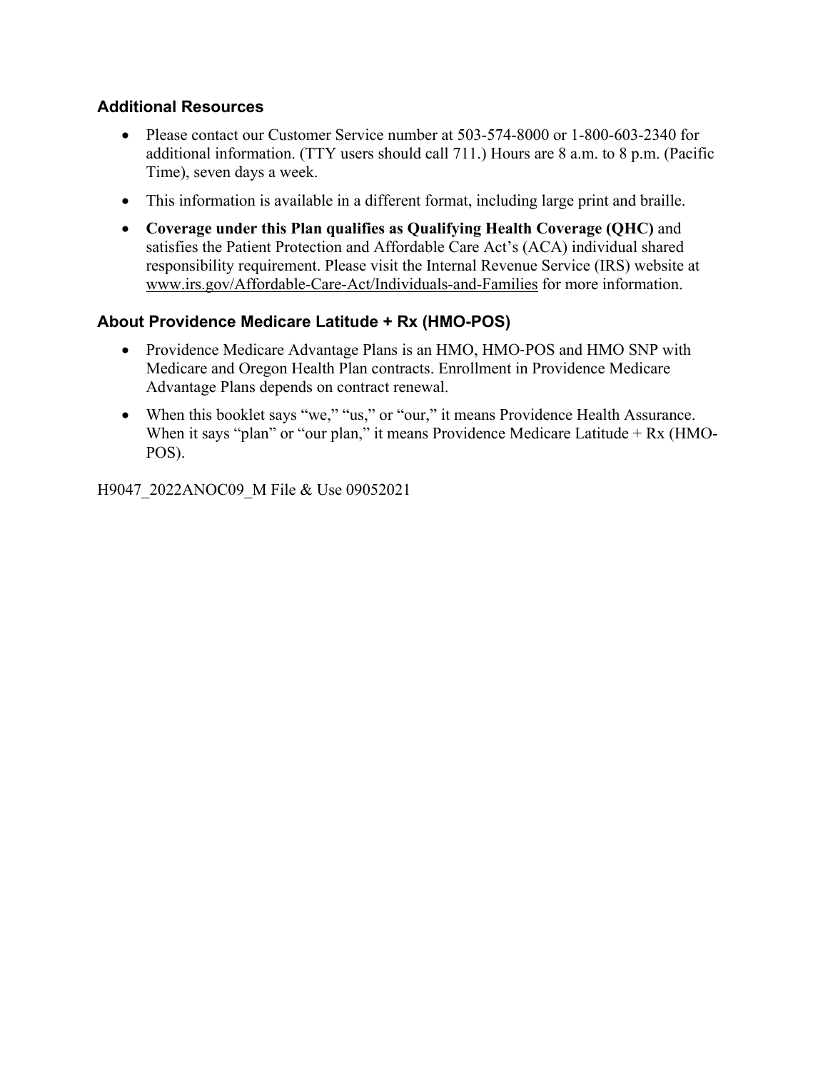## Additional Resources

- Please contact our Customer Service number at 503-574-8000 or 1-800-603-2340 for additional information. (TTY users should call 711.) Hours are 8 a.m. to 8 p.m. (Pacific Time), seven days a week.
- This information is available in a different format, including large print and braille.
- **Coverage under this Plan qualifies as Qualifying Health Coverage (QHC)** and satisfies the Patient Protection and Affordable Care Act's (ACA) individual shared responsibility requirement. Please visit the Internal Revenue Service (IRS) website at www.irs.gov/Affordable-Care-Act/Individuals-and-Families for more information.

## About Providence Medicare Latitude + Rx (HMO-POS)

- Providence Medicare Advantage Plans is an HMO, HMO-POS and HMO SNP with Medicare and Oregon Health Plan contracts. Enrollment in Providence Medicare Advantage Plans depends on contract renewal.
- When this booklet says "we," "us," or "our," it means Providence Health Assurance. When it says "plan" or "our plan," it means Providence Medicare Latitude + Rx (HMO-POS).

H9047_2022ANOC09_M File & Use 09052021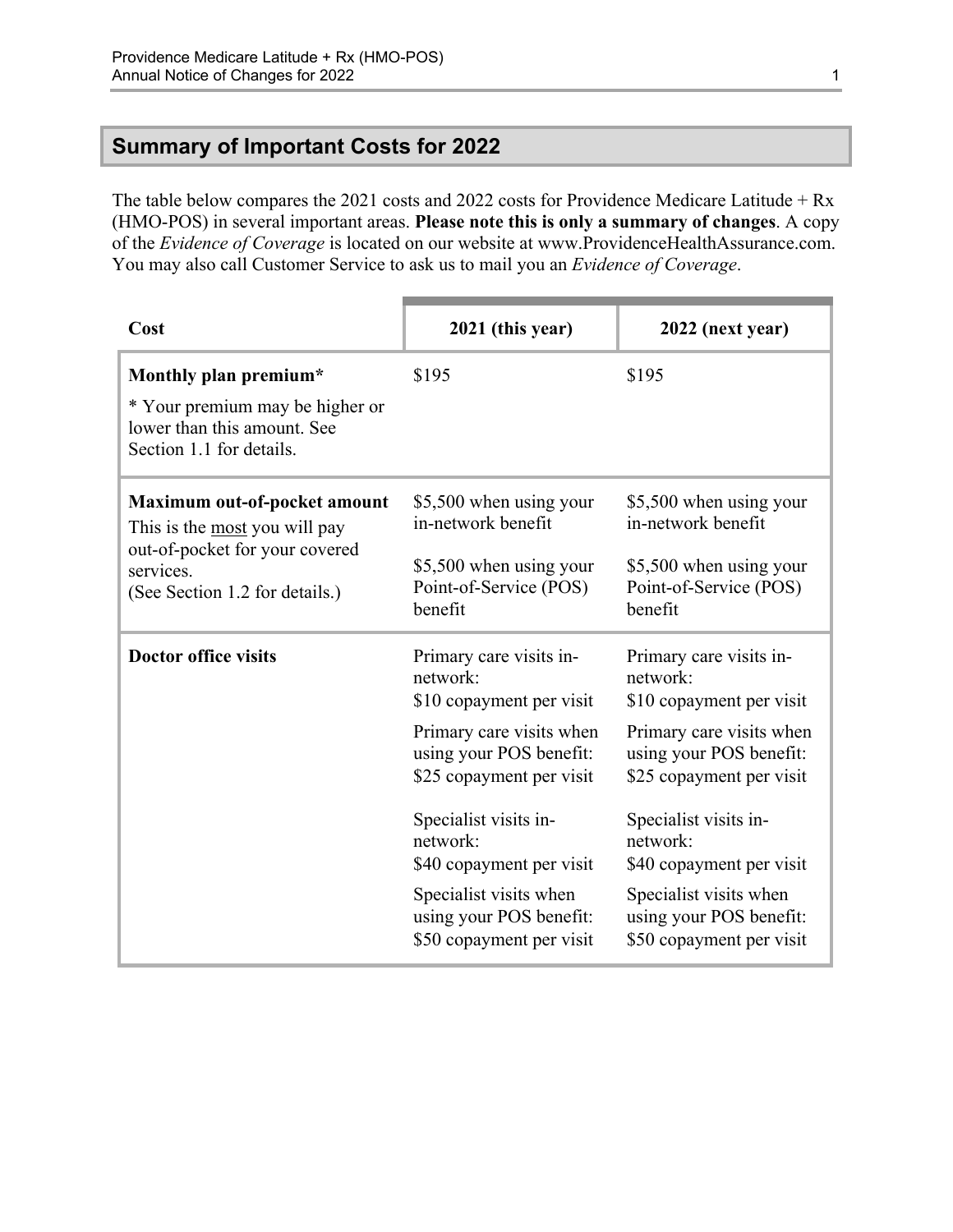## Summary of Important Costs for 2022

The table below compares the 2021 costs and 2022 costs for Providence Medicare Latitude + Rx (HMO-POS) in several important areas. **Please note this is only a summary of changes**. A copy of the *Evidence of Coverage* is located on our website at www.ProvidenceHealthAssurance.com. You may also call Customer Service to ask us to mail you an *Evidence of Coverage*.

| Cost | 2021 (this year) | 2022 (next year) |
|---|---|---|
| **Monthly plan premium*** <br> * Your premium may be higher or lower than this amount. See Section 1.1 for details. | $195 | $195 |
| **Maximum out-of-pocket amount** <br> This is the <u>most</u> you will pay out-of-pocket for your covered services. <br> (See Section 1.2 for details.) | $5,500 when using your in-network benefit <br> $5,500 when using your Point-of-Service (POS) benefit | $5,500 when using your in-network benefit <br> $5,500 when using your Point-of-Service (POS) benefit |
| **Doctor office visits** | Primary care visits in-network: $10 copayment per visit <br> Primary care visits when using your POS benefit: $25 copayment per visit <br> Specialist visits in-network: $40 copayment per visit <br> Specialist visits when using your POS benefit: $50 copayment per visit | Primary care visits in-network: $10 copayment per visit <br> Primary care visits when using your POS benefit: $25 copayment per visit <br> Specialist visits in-network: $40 copayment per visit <br> Specialist visits when using your POS benefit: $50 copayment per visit |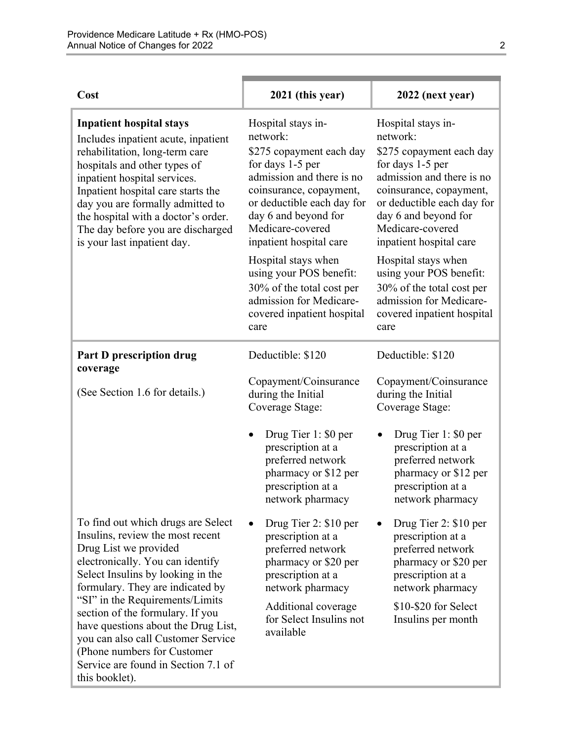| Cost | 2021 (this year) | 2022 (next year) |
|---|---|---|
| **Inpatient hospital stays**<br>Includes inpatient acute, inpatient rehabilitation, long-term care hospitals and other types of inpatient hospital services. Inpatient hospital care starts the day you are formally admitted to the hospital with a doctor's order. The day before you are discharged is your last inpatient day. | Hospital stays in-network:<br>$275 copayment each day for days 1-5 per admission and there is no coinsurance, copayment, or deductible each day for day 6 and beyond for Medicare-covered inpatient hospital care<br><br>Hospital stays when using your POS benefit:<br>30% of the total cost per admission for Medicare-covered inpatient hospital care | Hospital stays in-network:<br>$275 copayment each day for days 1-5 per admission and there is no coinsurance, copayment, or deductible each day for day 6 and beyond for Medicare-covered inpatient hospital care<br><br>Hospital stays when using your POS benefit:<br>30% of the total cost per admission for Medicare-covered inpatient hospital care |
| **Part D prescription drug coverage**<br><br>(See Section 1.6 for details.)<br><br>To find out which drugs are Select Insulins, review the most recent Drug List we provided electronically. You can identify Select Insulins by looking in the formulary. They are indicated by "SI" in the Requirements/Limits section of the formulary. If you have questions about the Drug List, you can also call Customer Service (Phone numbers for Customer Service are found in Section 7.1 of this booklet). | Deductible: $120<br><br>Copayment/Coinsurance during the Initial Coverage Stage:<br><br>• Drug Tier 1: $0 per prescription at a preferred network pharmacy or $12 per prescription at a network pharmacy<br><br>• Drug Tier 2: $10 per prescription at a preferred network pharmacy or $20 per prescription at a network pharmacy<br><br>Additional coverage for Select Insulins not available | Deductible: $120<br><br>Copayment/Coinsurance during the Initial Coverage Stage:<br><br>• Drug Tier 1: $0 per prescription at a preferred network pharmacy or $12 per prescription at a network pharmacy<br><br>• Drug Tier 2: $10 per prescription at a preferred network pharmacy or $20 per prescription at a network pharmacy<br><br>$10-$20 for Select Insulins per month |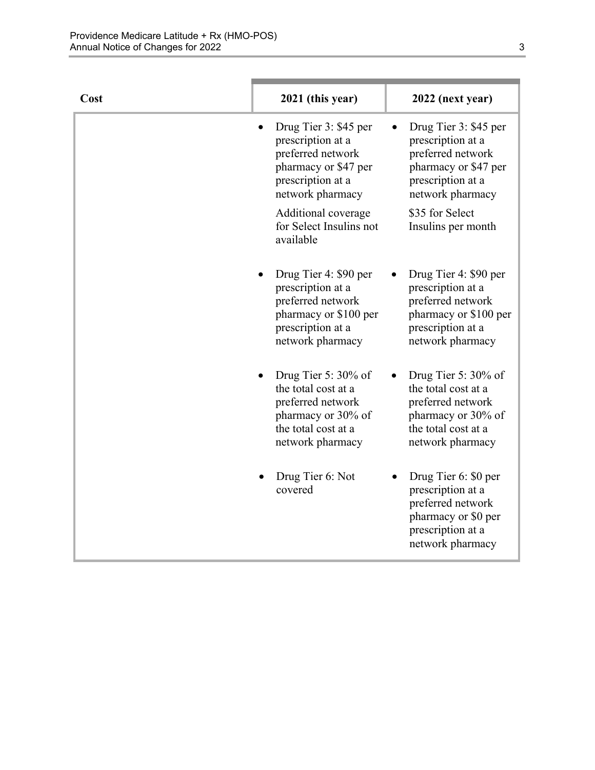| Cost | 2021 (this year) | 2022 (next year) |
| --- | --- | --- |
| | • Drug Tier 3: $45 per prescription at a preferred network pharmacy or $47 per prescription at a network pharmacy<br><br>Additional coverage for Select Insulins not available | • Drug Tier 3: $45 per prescription at a preferred network pharmacy or $47 per prescription at a network pharmacy<br><br>$35 for Select Insulins per month |
| | • Drug Tier 4: $90 per prescription at a preferred network pharmacy or $100 per prescription at a network pharmacy | • Drug Tier 4: $90 per prescription at a preferred network pharmacy or $100 per prescription at a network pharmacy |
| | • Drug Tier 5: 30% of the total cost at a preferred network pharmacy or 30% of the total cost at a network pharmacy | • Drug Tier 5: 30% of the total cost at a preferred network pharmacy or 30% of the total cost at a network pharmacy |
| | • Drug Tier 6: Not covered | • Drug Tier 6: $0 per prescription at a preferred network pharmacy or $0 per prescription at a network pharmacy |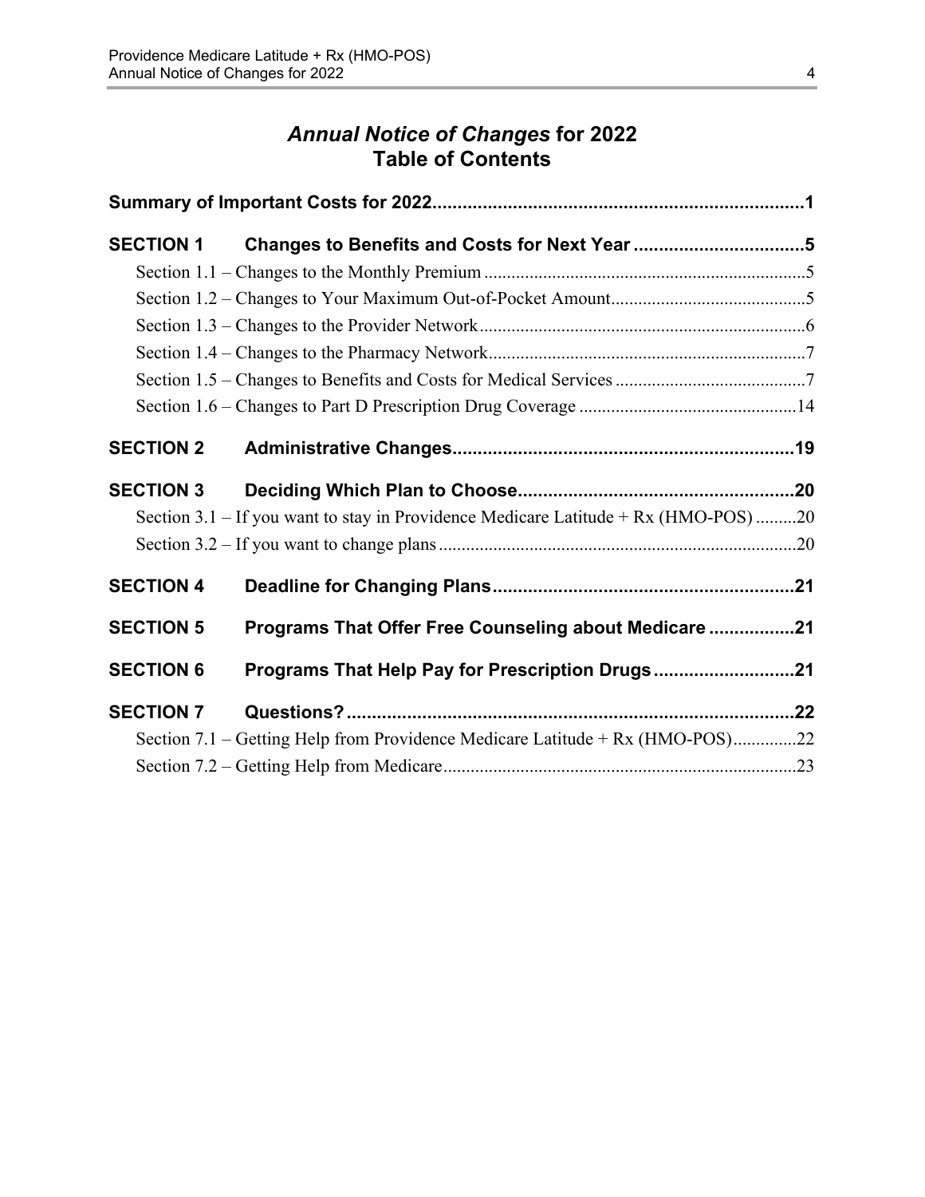# *Annual Notice of Changes* for 2022
# Table of Contents

**Summary of Important Costs for 2022.........................................................................1**

**SECTION 1 Changes to Benefits and Costs for Next Year ..................................5**

Section 1.1 – Changes to the Monthly Premium .......................................................................5

Section 1.2 – Changes to Your Maximum Out-of-Pocket Amount...........................................5

Section 1.3 – Changes to the Provider Network........................................................................6

Section 1.4 – Changes to the Pharmacy Network......................................................................7

Section 1.5 – Changes to Benefits and Costs for Medical Services ..........................................7

Section 1.6 – Changes to Part D Prescription Drug Coverage ................................................14

**SECTION 2 Administrative Changes....................................................................19**

**SECTION 3 Deciding Which Plan to Choose.......................................................20**

Section 3.1 – If you want to stay in Providence Medicare Latitude + Rx (HMO-POS) .........20

Section 3.2 – If you want to change plans ..............................................................................20

**SECTION 4 Deadline for Changing Plans............................................................21**

**SECTION 5 Programs That Offer Free Counseling about Medicare .................21**

**SECTION 6 Programs That Help Pay for Prescription Drugs............................21**

**SECTION 7 Questions?.........................................................................................22**

Section 7.1 – Getting Help from Providence Medicare Latitude + Rx (HMO-POS)..............22

Section 7.2 – Getting Help from Medicare..............................................................................23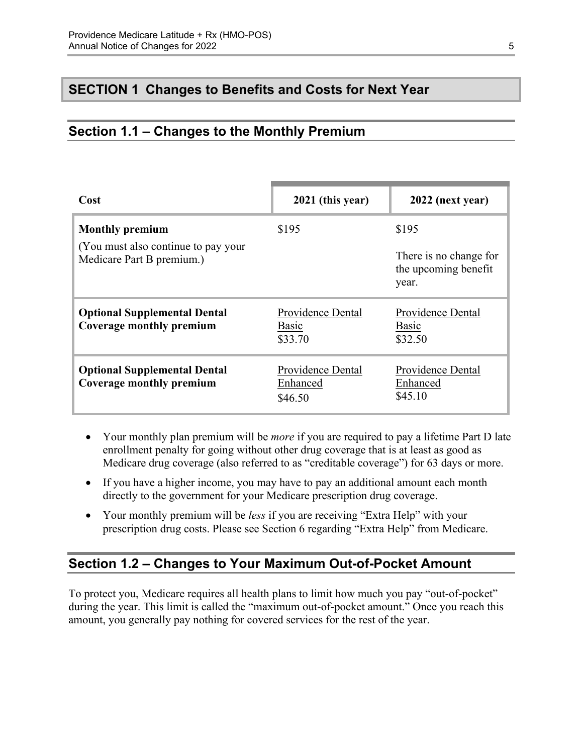## SECTION 1 Changes to Benefits and Costs for Next Year

### Section 1.1 – Changes to the Monthly Premium

| Cost | 2021 (this year) | 2022 (next year) |
|---|---|---|
| **Monthly premium**<br>(You must also continue to pay your Medicare Part B premium.) | $195 | $195<br>There is no change for the upcoming benefit year. |
| **Optional Supplemental Dental Coverage monthly premium** | Providence Dental Basic<br>$33.70 | Providence Dental Basic<br>$32.50 |
| **Optional Supplemental Dental Coverage monthly premium** | Providence Dental Enhanced<br>$46.50 | Providence Dental Enhanced<br>$45.10 |

- Your monthly plan premium will be *more* if you are required to pay a lifetime Part D late enrollment penalty for going without other drug coverage that is at least as good as Medicare drug coverage (also referred to as "creditable coverage") for 63 days or more.
- If you have a higher income, you may have to pay an additional amount each month directly to the government for your Medicare prescription drug coverage.
- Your monthly premium will be *less* if you are receiving "Extra Help" with your prescription drug costs. Please see Section 6 regarding "Extra Help" from Medicare.

### Section 1.2 – Changes to Your Maximum Out-of-Pocket Amount

To protect you, Medicare requires all health plans to limit how much you pay "out-of-pocket" during the year. This limit is called the "maximum out-of-pocket amount." Once you reach this amount, you generally pay nothing for covered services for the rest of the year.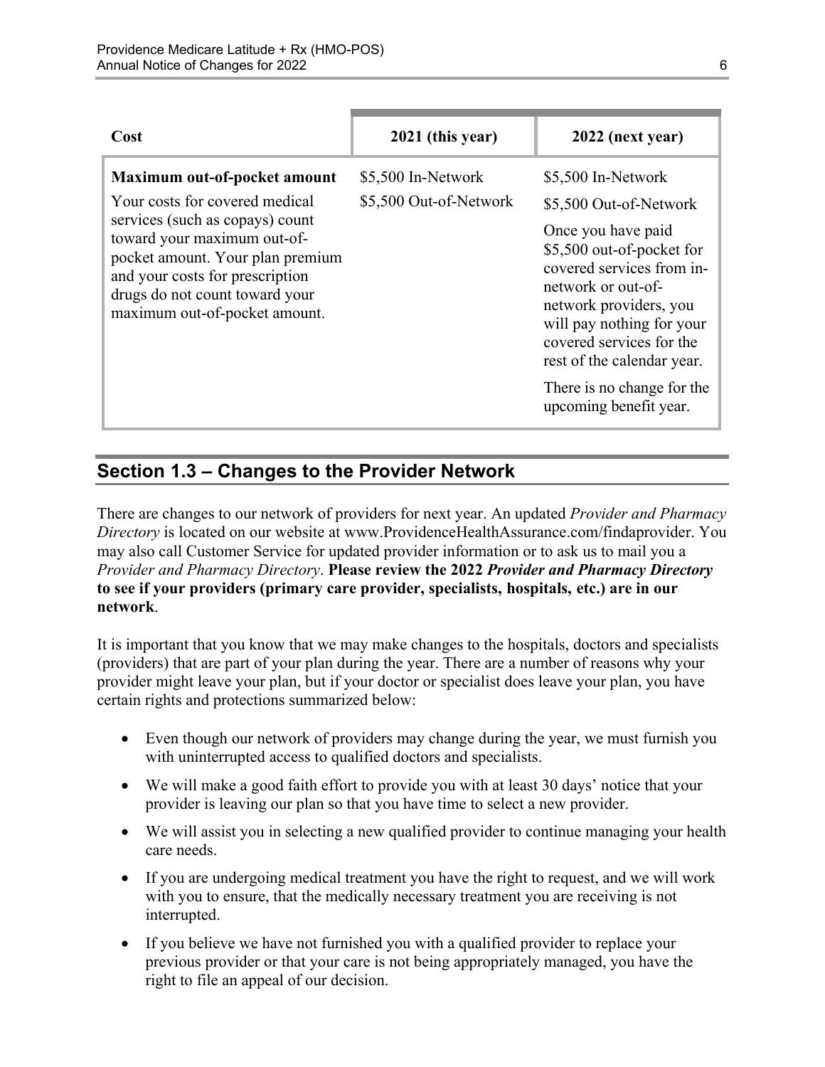| Cost | 2021 (this year) | 2022 (next year) |
|---|---|---|
| **Maximum out-of-pocket amount**<br>Your costs for covered medical services (such as copays) count toward your maximum out-of-pocket amount. Your plan premium and your costs for prescription drugs do not count toward your maximum out-of-pocket amount. | \$5,500 In-Network<br>\$5,500 Out-of-Network | \$5,500 In-Network<br>\$5,500 Out-of-Network<br>Once you have paid \$5,500 out-of-pocket for covered services from in-network or out-of-network providers, you will pay nothing for your covered services for the rest of the calendar year.<br>There is no change for the upcoming benefit year. |

## Section 1.3 – Changes to the Provider Network

There are changes to our network of providers for next year. An updated *Provider and Pharmacy Directory* is located on our website at www.ProvidenceHealthAssurance.com/findaprovider. You may also call Customer Service for updated provider information or to ask us to mail you a *Provider and Pharmacy Directory*. **Please review the 2022 *Provider and Pharmacy Directory* to see if your providers (primary care provider, specialists, hospitals, etc.) are in our network**.

It is important that you know that we may make changes to the hospitals, doctors and specialists (providers) that are part of your plan during the year. There are a number of reasons why your provider might leave your plan, but if your doctor or specialist does leave your plan, you have certain rights and protections summarized below:

- Even though our network of providers may change during the year, we must furnish you with uninterrupted access to qualified doctors and specialists.
- We will make a good faith effort to provide you with at least 30 days' notice that your provider is leaving our plan so that you have time to select a new provider.
- We will assist you in selecting a new qualified provider to continue managing your health care needs.
- If you are undergoing medical treatment you have the right to request, and we will work with you to ensure, that the medically necessary treatment you are receiving is not interrupted.
- If you believe we have not furnished you with a qualified provider to replace your previous provider or that your care is not being appropriately managed, you have the right to file an appeal of our decision.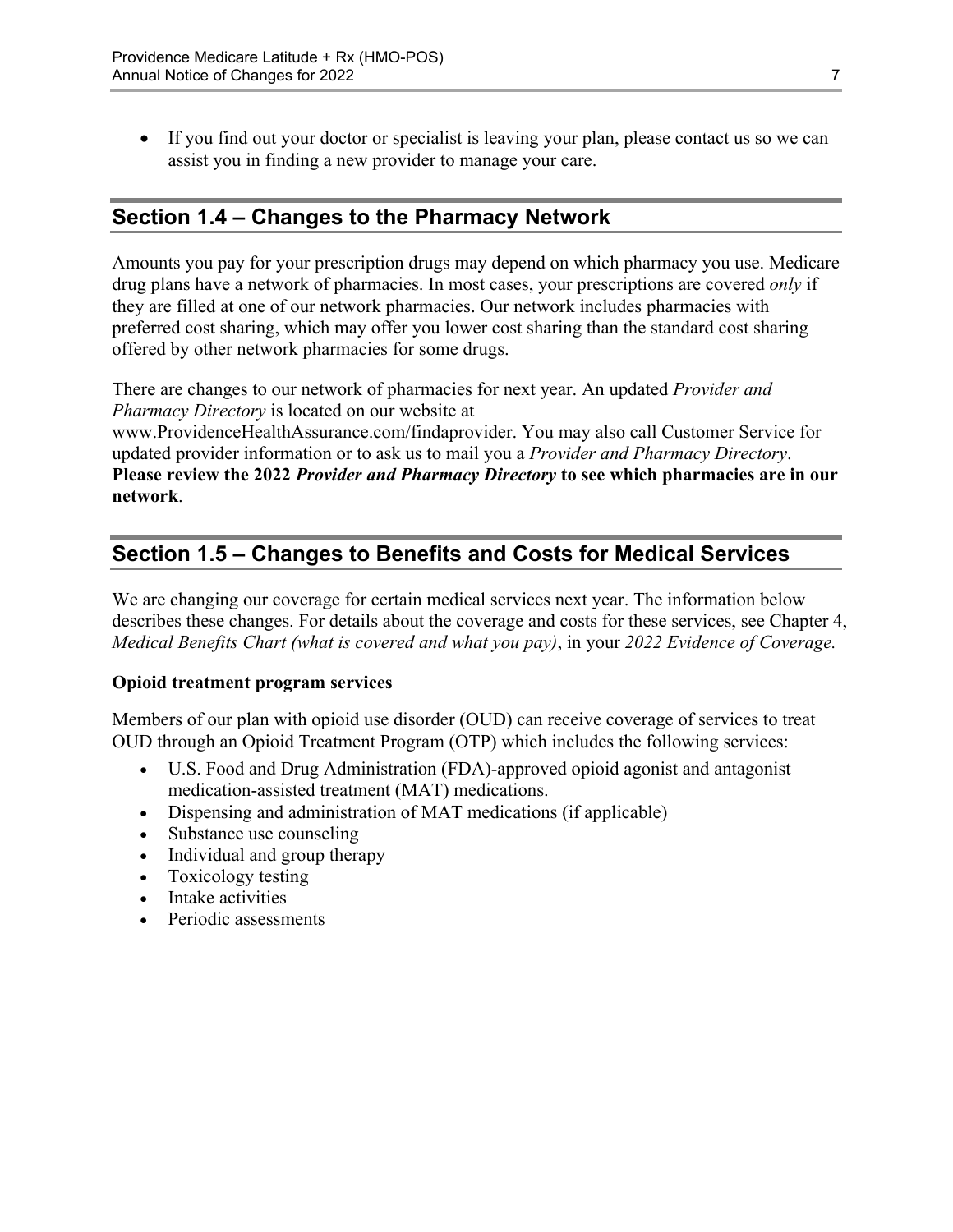- If you find out your doctor or specialist is leaving your plan, please contact us so we can assist you in finding a new provider to manage your care.

## Section 1.4 – Changes to the Pharmacy Network

Amounts you pay for your prescription drugs may depend on which pharmacy you use. Medicare drug plans have a network of pharmacies. In most cases, your prescriptions are covered *only* if they are filled at one of our network pharmacies. Our network includes pharmacies with preferred cost sharing, which may offer you lower cost sharing than the standard cost sharing offered by other network pharmacies for some drugs.

There are changes to our network of pharmacies for next year. An updated *Provider and Pharmacy Directory* is located on our website at www.ProvidenceHealthAssurance.com/findaprovider. You may also call Customer Service for updated provider information or to ask us to mail you a *Provider and Pharmacy Directory*. **Please review the 2022 *Provider and Pharmacy Directory* to see which pharmacies are in our network**.

## Section 1.5 – Changes to Benefits and Costs for Medical Services

We are changing our coverage for certain medical services next year. The information below describes these changes. For details about the coverage and costs for these services, see Chapter 4, *Medical Benefits Chart (what is covered and what you pay)*, in your *2022 Evidence of Coverage.*

**Opioid treatment program services**

Members of our plan with opioid use disorder (OUD) can receive coverage of services to treat OUD through an Opioid Treatment Program (OTP) which includes the following services:

- U.S. Food and Drug Administration (FDA)-approved opioid agonist and antagonist medication-assisted treatment (MAT) medications.
- Dispensing and administration of MAT medications (if applicable)
- Substance use counseling
- Individual and group therapy
- Toxicology testing
- Intake activities
- Periodic assessments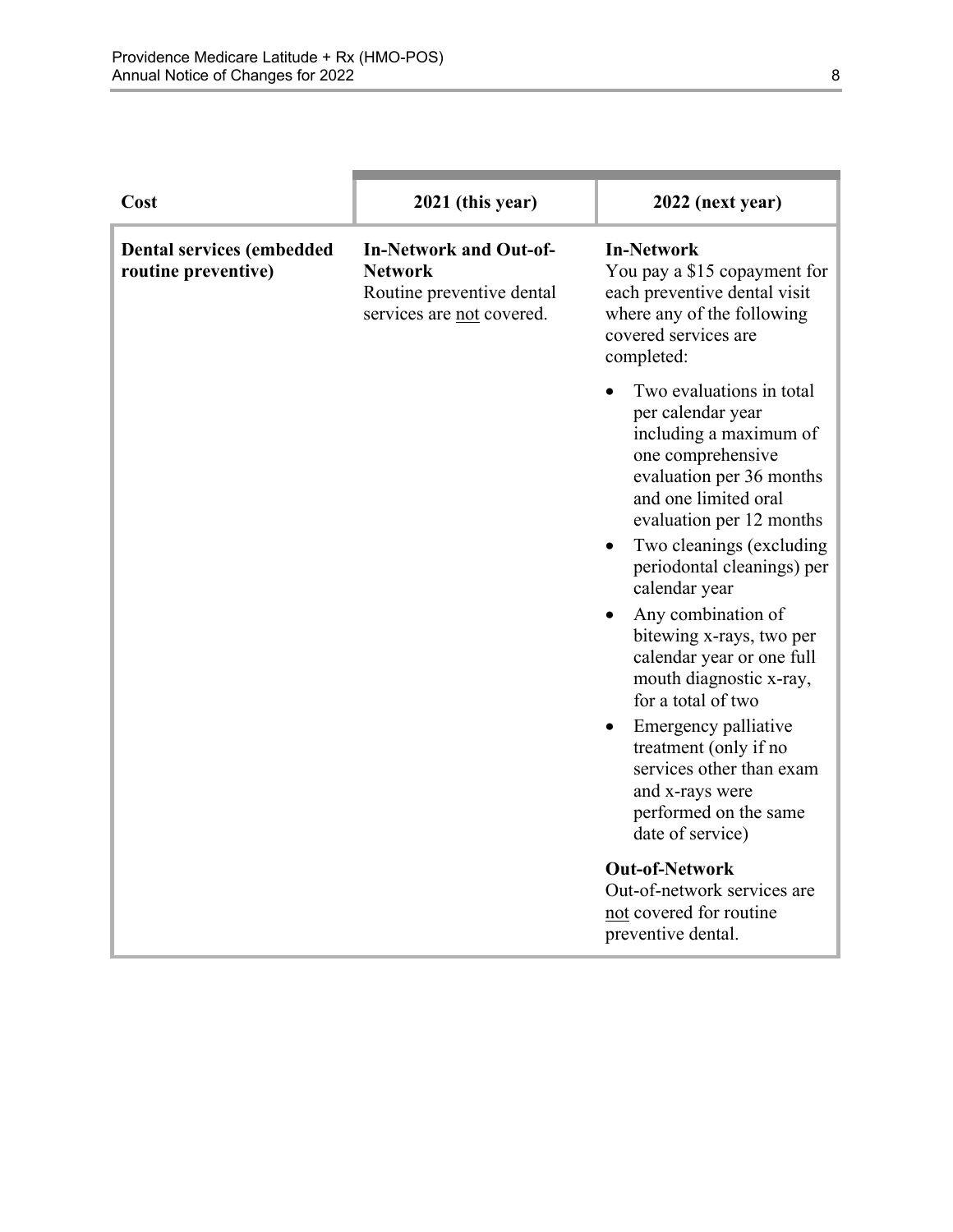| Cost | 2021 (this year) | 2022 (next year) |
|---|---|---|
| **Dental services (embedded routine preventive)** | **In-Network and Out-of-Network**<br>Routine preventive dental services are not covered. | **In-Network**<br>You pay a $15 copayment for each preventive dental visit where any of the following covered services are completed:<br>• Two evaluations in total per calendar year including a maximum of one comprehensive evaluation per 36 months and one limited oral evaluation per 12 months<br>• Two cleanings (excluding periodontal cleanings) per calendar year<br>• Any combination of bitewing x-rays, two per calendar year or one full mouth diagnostic x-ray, for a total of two<br>• Emergency palliative treatment (only if no services other than exam and x-rays were performed on the same date of service)<br><br>**Out-of-Network**<br>Out-of-network services are not covered for routine preventive dental. |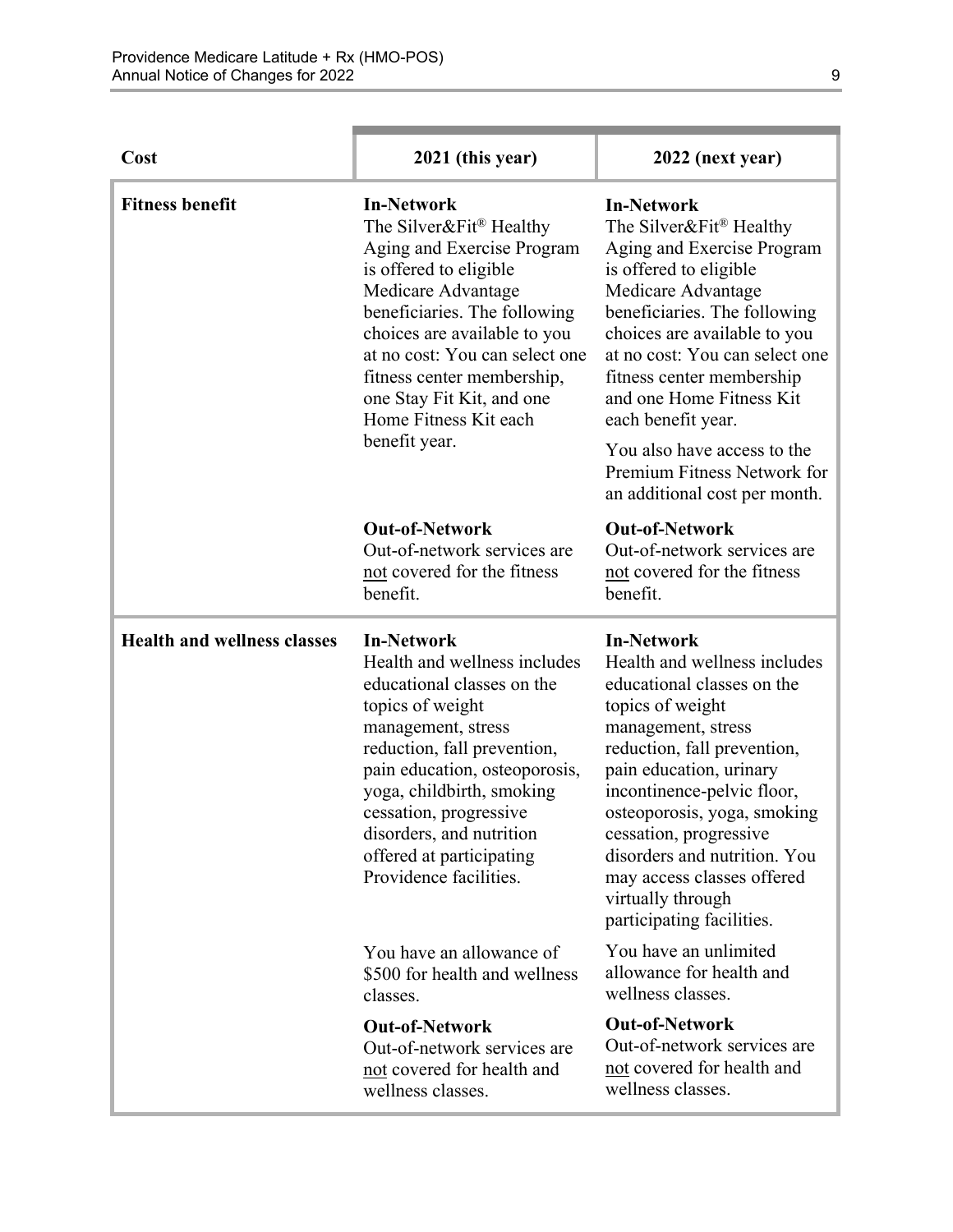| Cost | 2021 (this year) | 2022 (next year) |
|---|---|---|
| **Fitness benefit** | **In-Network**<br>The Silver&Fit® Healthy Aging and Exercise Program is offered to eligible Medicare Advantage beneficiaries. The following choices are available to you at no cost: You can select one fitness center membership, one Stay Fit Kit, and one Home Fitness Kit each benefit year. | **In-Network**<br>The Silver&Fit® Healthy Aging and Exercise Program is offered to eligible Medicare Advantage beneficiaries. The following choices are available to you at no cost: You can select one fitness center membership and one Home Fitness Kit each benefit year.<br><br>You also have access to the Premium Fitness Network for an additional cost per month. |
| | **Out-of-Network**<br>Out-of-network services are not covered for the fitness benefit. | **Out-of-Network**<br>Out-of-network services are not covered for the fitness benefit. |
| **Health and wellness classes** | **In-Network**<br>Health and wellness includes educational classes on the topics of weight management, stress reduction, fall prevention, pain education, osteoporosis, yoga, childbirth, smoking cessation, progressive disorders, and nutrition offered at participating Providence facilities.<br><br>You have an allowance of $500 for health and wellness classes. | **In-Network**<br>Health and wellness includes educational classes on the topics of weight management, stress reduction, fall prevention, pain education, urinary incontinence-pelvic floor, osteoporosis, yoga, smoking cessation, progressive disorders and nutrition. You may access classes offered virtually through participating facilities.<br><br>You have an unlimited allowance for health and wellness classes. |
| | **Out-of-Network**<br>Out-of-network services are not covered for health and wellness classes. | **Out-of-Network**<br>Out-of-network services are not covered for health and wellness classes. |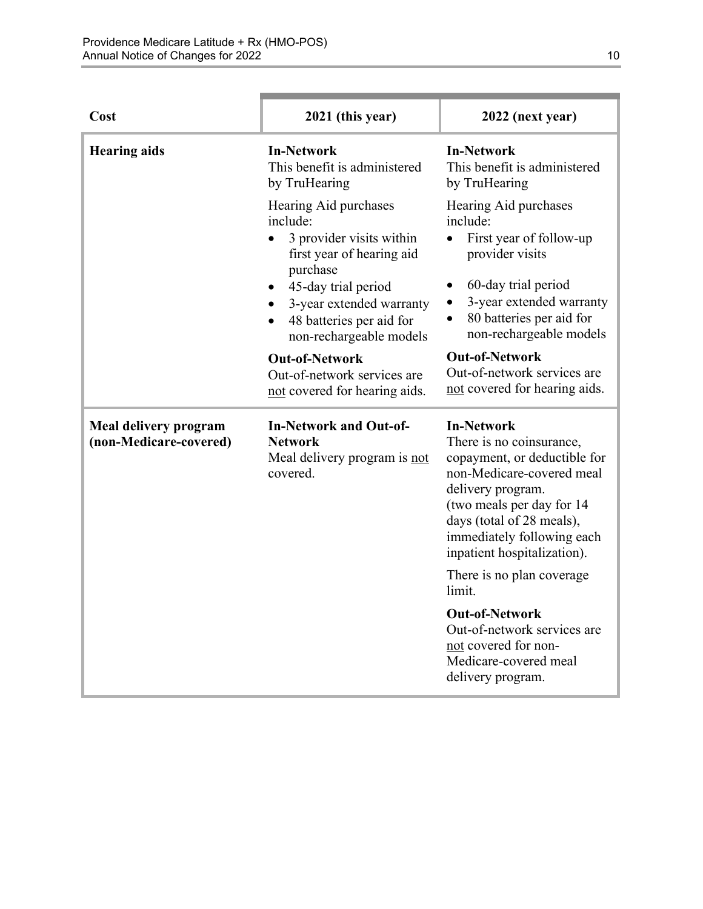| Cost | 2021 (this year) | 2022 (next year) |
|---|---|---|
| **Hearing aids** | **In-Network**<br>This benefit is administered by TruHearing<br><br>Hearing Aid purchases include:<br>• 3 provider visits within first year of hearing aid purchase<br>• 45-day trial period<br>• 3-year extended warranty<br>• 48 batteries per aid for non-rechargeable models<br><br>**Out-of-Network**<br>Out-of-network services are not covered for hearing aids. | **In-Network**<br>This benefit is administered by TruHearing<br><br>Hearing Aid purchases include:<br>• First year of follow-up provider visits<br>• 60-day trial period<br>• 3-year extended warranty<br>• 80 batteries per aid for non-rechargeable models<br><br>**Out-of-Network**<br>Out-of-network services are not covered for hearing aids. |
| **Meal delivery program (non-Medicare-covered)** | **In-Network and Out-of-Network**<br>Meal delivery program is not covered. | **In-Network**<br>There is no coinsurance, copayment, or deductible for non-Medicare-covered meal delivery program. (two meals per day for 14 days (total of 28 meals), immediately following each inpatient hospitalization).<br><br>There is no plan coverage limit.<br><br>**Out-of-Network**<br>Out-of-network services are not covered for non-Medicare-covered meal delivery program. |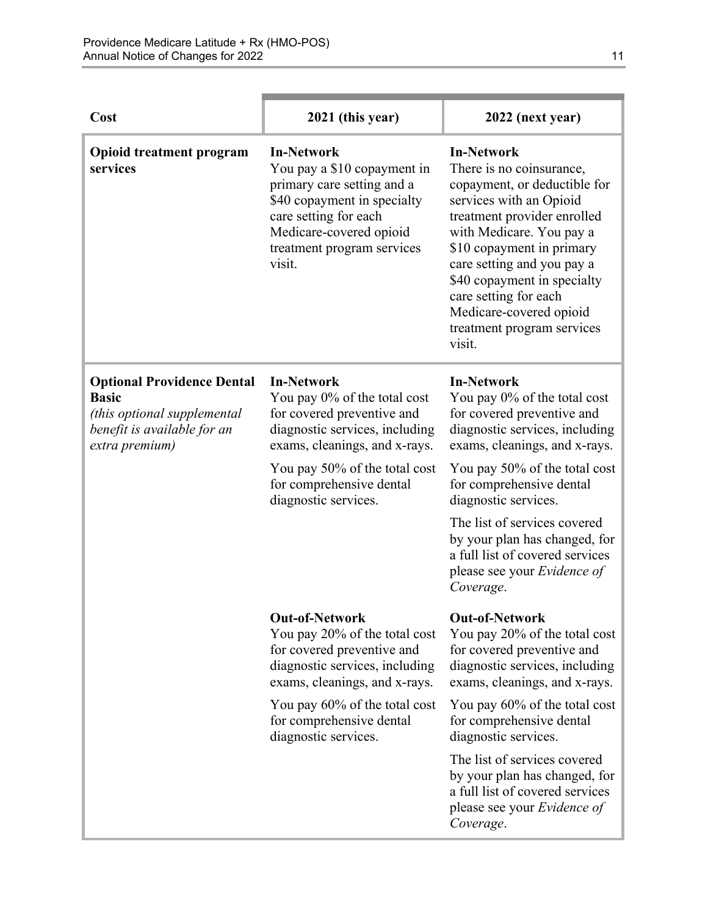| Cost | 2021 (this year) | 2022 (next year) |
|---|---|---|
| **Opioid treatment program services** | **In-Network**<br>You pay a $10 copayment in primary care setting and a $40 copayment in specialty care setting for each Medicare-covered opioid treatment program services visit. | **In-Network**<br>There is no coinsurance, copayment, or deductible for services with an Opioid treatment provider enrolled with Medicare. You pay a $10 copayment in primary care setting and you pay a $40 copayment in specialty care setting for each Medicare-covered opioid treatment program services visit. |
| **Optional Providence Dental Basic**<br>*(this optional supplemental benefit is available for an extra premium)* | **In-Network**<br>You pay 0% of the total cost for covered preventive and diagnostic services, including exams, cleanings, and x-rays.<br><br>You pay 50% of the total cost for comprehensive dental diagnostic services.<br><br>**Out-of-Network**<br>You pay 20% of the total cost for covered preventive and diagnostic services, including exams, cleanings, and x-rays.<br><br>You pay 60% of the total cost for comprehensive dental diagnostic services. | **In-Network**<br>You pay 0% of the total cost for covered preventive and diagnostic services, including exams, cleanings, and x-rays.<br><br>You pay 50% of the total cost for comprehensive dental diagnostic services.<br><br>The list of services covered by your plan has changed, for a full list of covered services please see your *Evidence of Coverage*.<br><br>**Out-of-Network**<br>You pay 20% of the total cost for covered preventive and diagnostic services, including exams, cleanings, and x-rays.<br><br>You pay 60% of the total cost for comprehensive dental diagnostic services.<br><br>The list of services covered by your plan has changed, for a full list of covered services please see your *Evidence of Coverage*. |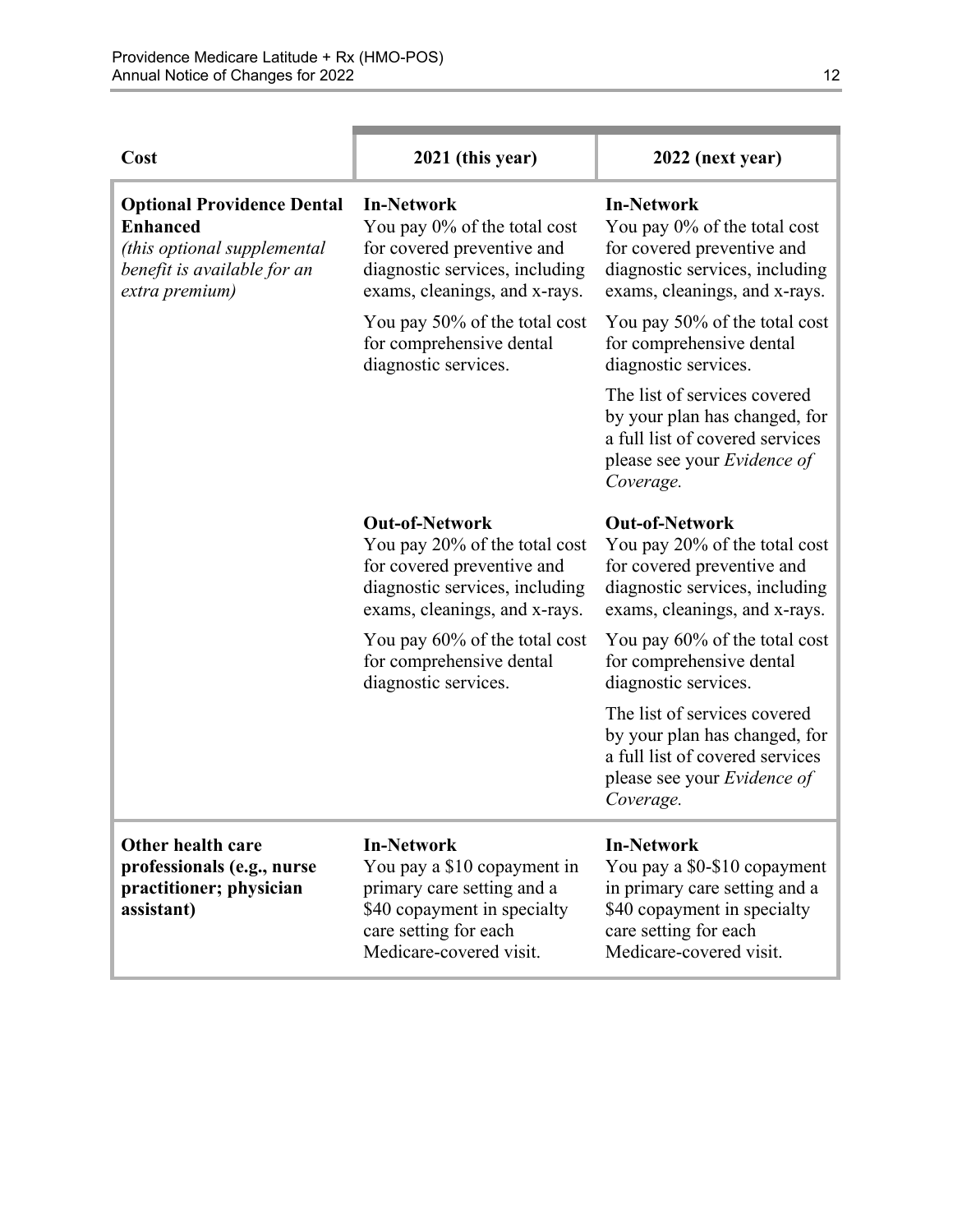| Cost | 2021 (this year) | 2022 (next year) |
| --- | --- | --- |
| **Optional Providence Dental Enhanced** *(this optional supplemental benefit is available for an extra premium)* | **In-Network** You pay 0% of the total cost for covered preventive and diagnostic services, including exams, cleanings, and x-rays. You pay 50% of the total cost for comprehensive dental diagnostic services. | **In-Network** You pay 0% of the total cost for covered preventive and diagnostic services, including exams, cleanings, and x-rays. You pay 50% of the total cost for comprehensive dental diagnostic services. The list of services covered by your plan has changed, for a full list of covered services please see your *Evidence of Coverage.* |
| | **Out-of-Network** You pay 20% of the total cost for covered preventive and diagnostic services, including exams, cleanings, and x-rays. You pay 60% of the total cost for comprehensive dental diagnostic services. | **Out-of-Network** You pay 20% of the total cost for covered preventive and diagnostic services, including exams, cleanings, and x-rays. You pay 60% of the total cost for comprehensive dental diagnostic services. The list of services covered by your plan has changed, for a full list of covered services please see your *Evidence of Coverage.* |
| **Other health care professionals (e.g., nurse practitioner; physician assistant)** | **In-Network** You pay a $10 copayment in primary care setting and a $40 copayment in specialty care setting for each Medicare-covered visit. | **In-Network** You pay a $0-$10 copayment in primary care setting and a $40 copayment in specialty care setting for each Medicare-covered visit. |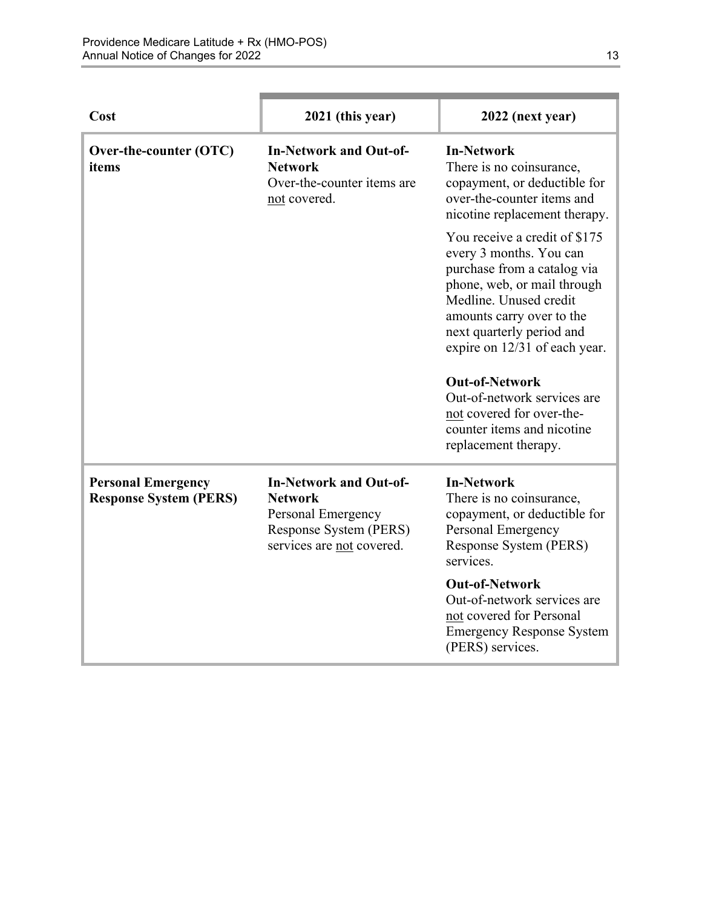| Cost | 2021 (this year) | 2022 (next year) |
|---|---|---|
| **Over-the-counter (OTC) items** | **In-Network and Out-of-Network**<br>Over-the-counter items are not covered. | **In-Network**<br>There is no coinsurance, copayment, or deductible for over-the-counter items and nicotine replacement therapy.<br><br>You receive a credit of $175 every 3 months. You can purchase from a catalog via phone, web, or mail through Medline. Unused credit amounts carry over to the next quarterly period and expire on 12/31 of each year.<br><br>**Out-of-Network**<br>Out-of-network services are not covered for over-the-counter items and nicotine replacement therapy. |
| **Personal Emergency Response System (PERS)** | **In-Network and Out-of-Network**<br>Personal Emergency Response System (PERS) services are not covered. | **In-Network**<br>There is no coinsurance, copayment, or deductible for Personal Emergency Response System (PERS) services.<br><br>**Out-of-Network**<br>Out-of-network services are not covered for Personal Emergency Response System (PERS) services. |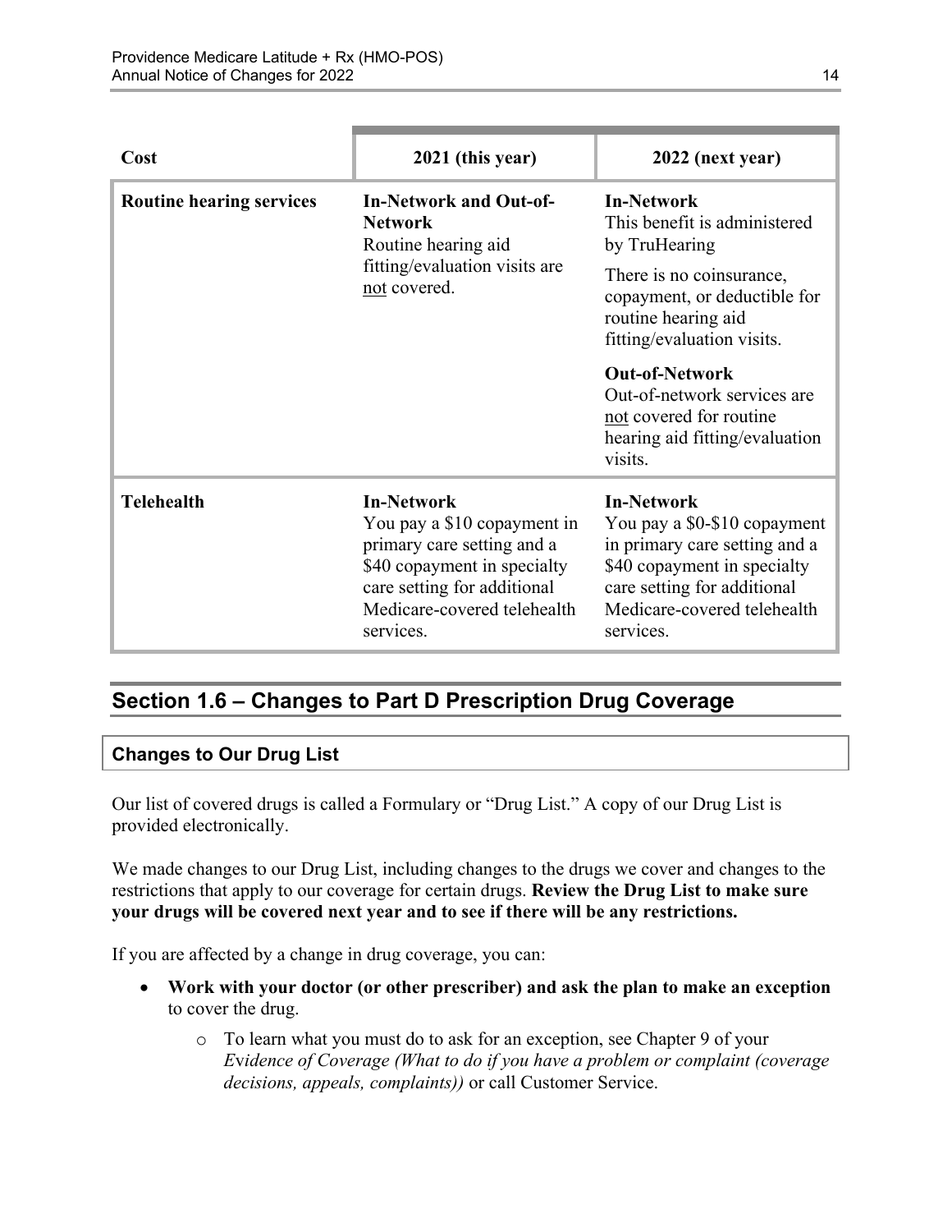| Cost | 2021 (this year) | 2022 (next year) |
| --- | --- | --- |
| **Routine hearing services** | **In-Network and Out-of-Network**<br>Routine hearing aid fitting/evaluation visits are not covered. | **In-Network**<br>This benefit is administered by TruHearing<br><br>There is no coinsurance, copayment, or deductible for routine hearing aid fitting/evaluation visits.<br><br>**Out-of-Network**<br>Out-of-network services are not covered for routine hearing aid fitting/evaluation visits. |
| **Telehealth** | **In-Network**<br>You pay a $10 copayment in primary care setting and a $40 copayment in specialty care setting for additional Medicare-covered telehealth services. | **In-Network**<br>You pay a $0-$10 copayment in primary care setting and a $40 copayment in specialty care setting for additional Medicare-covered telehealth services. |

## Section 1.6 – Changes to Part D Prescription Drug Coverage

### Changes to Our Drug List

Our list of covered drugs is called a Formulary or "Drug List." A copy of our Drug List is provided electronically.

We made changes to our Drug List, including changes to the drugs we cover and changes to the restrictions that apply to our coverage for certain drugs. **Review the Drug List to make sure your drugs will be covered next year and to see if there will be any restrictions.**

If you are affected by a change in drug coverage, you can:

- **Work with your doctor (or other prescriber) and ask the plan to make an exception** to cover the drug.
  - To learn what you must do to ask for an exception, see Chapter 9 of your *Evidence of Coverage (What to do if you have a problem or complaint (coverage decisions, appeals, complaints))* or call Customer Service.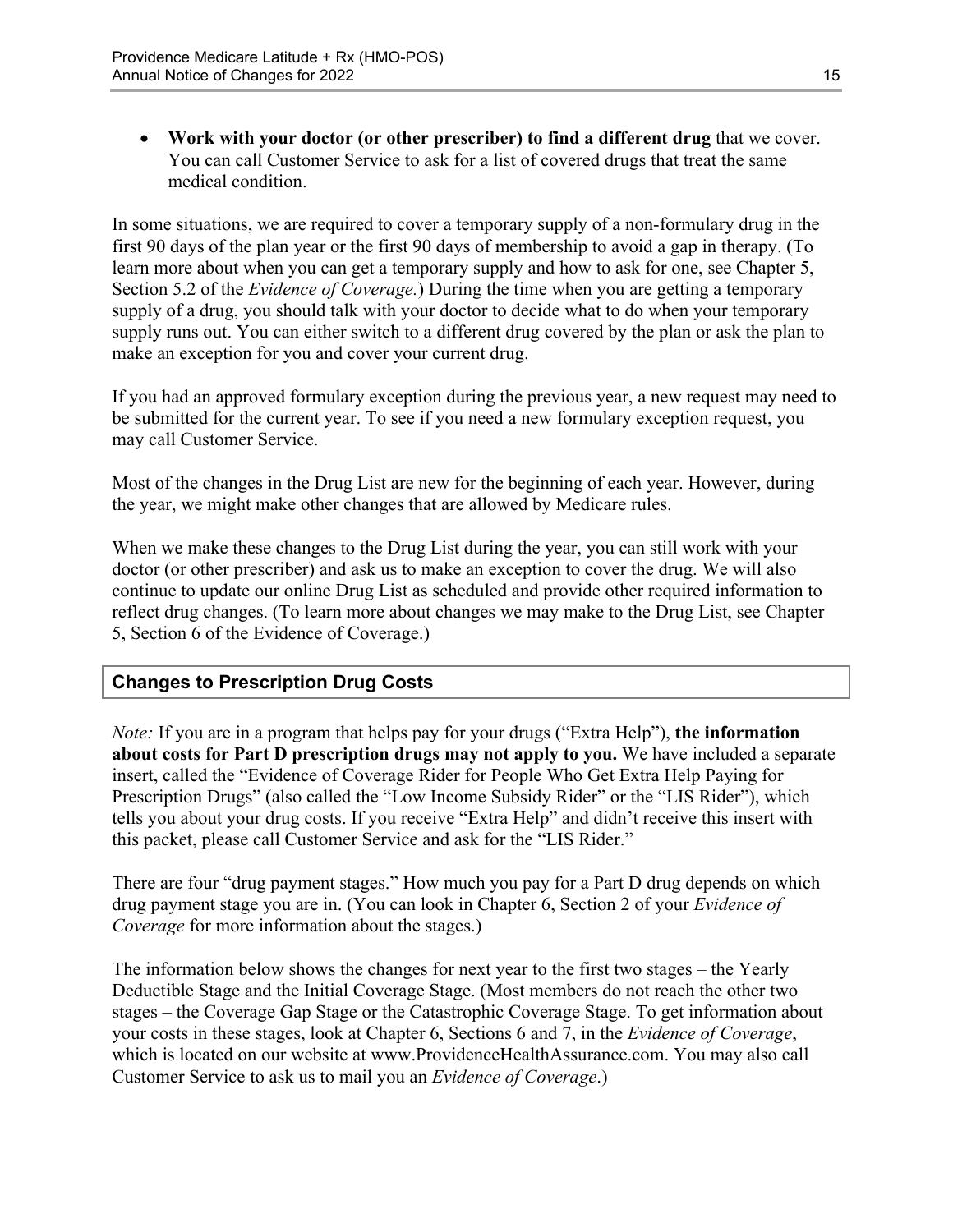- **Work with your doctor (or other prescriber) to find a different drug** that we cover. You can call Customer Service to ask for a list of covered drugs that treat the same medical condition.

In some situations, we are required to cover a temporary supply of a non-formulary drug in the first 90 days of the plan year or the first 90 days of membership to avoid a gap in therapy. (To learn more about when you can get a temporary supply and how to ask for one, see Chapter 5, Section 5.2 of the *Evidence of Coverage.*) During the time when you are getting a temporary supply of a drug, you should talk with your doctor to decide what to do when your temporary supply runs out. You can either switch to a different drug covered by the plan or ask the plan to make an exception for you and cover your current drug.

If you had an approved formulary exception during the previous year, a new request may need to be submitted for the current year. To see if you need a new formulary exception request, you may call Customer Service.

Most of the changes in the Drug List are new for the beginning of each year. However, during the year, we might make other changes that are allowed by Medicare rules.

When we make these changes to the Drug List during the year, you can still work with your doctor (or other prescriber) and ask us to make an exception to cover the drug. We will also continue to update our online Drug List as scheduled and provide other required information to reflect drug changes. (To learn more about changes we may make to the Drug List, see Chapter 5, Section 6 of the Evidence of Coverage.)

### Changes to Prescription Drug Costs

*Note:* If you are in a program that helps pay for your drugs ("Extra Help"), **the information about costs for Part D prescription drugs may not apply to you.** We have included a separate insert, called the "Evidence of Coverage Rider for People Who Get Extra Help Paying for Prescription Drugs" (also called the "Low Income Subsidy Rider" or the "LIS Rider"), which tells you about your drug costs. If you receive "Extra Help" and didn't receive this insert with this packet, please call Customer Service and ask for the "LIS Rider."

There are four "drug payment stages." How much you pay for a Part D drug depends on which drug payment stage you are in. (You can look in Chapter 6, Section 2 of your *Evidence of Coverage* for more information about the stages.)

The information below shows the changes for next year to the first two stages – the Yearly Deductible Stage and the Initial Coverage Stage. (Most members do not reach the other two stages – the Coverage Gap Stage or the Catastrophic Coverage Stage. To get information about your costs in these stages, look at Chapter 6, Sections 6 and 7, in the *Evidence of Coverage*, which is located on our website at www.ProvidenceHealthAssurance.com. You may also call Customer Service to ask us to mail you an *Evidence of Coverage*.)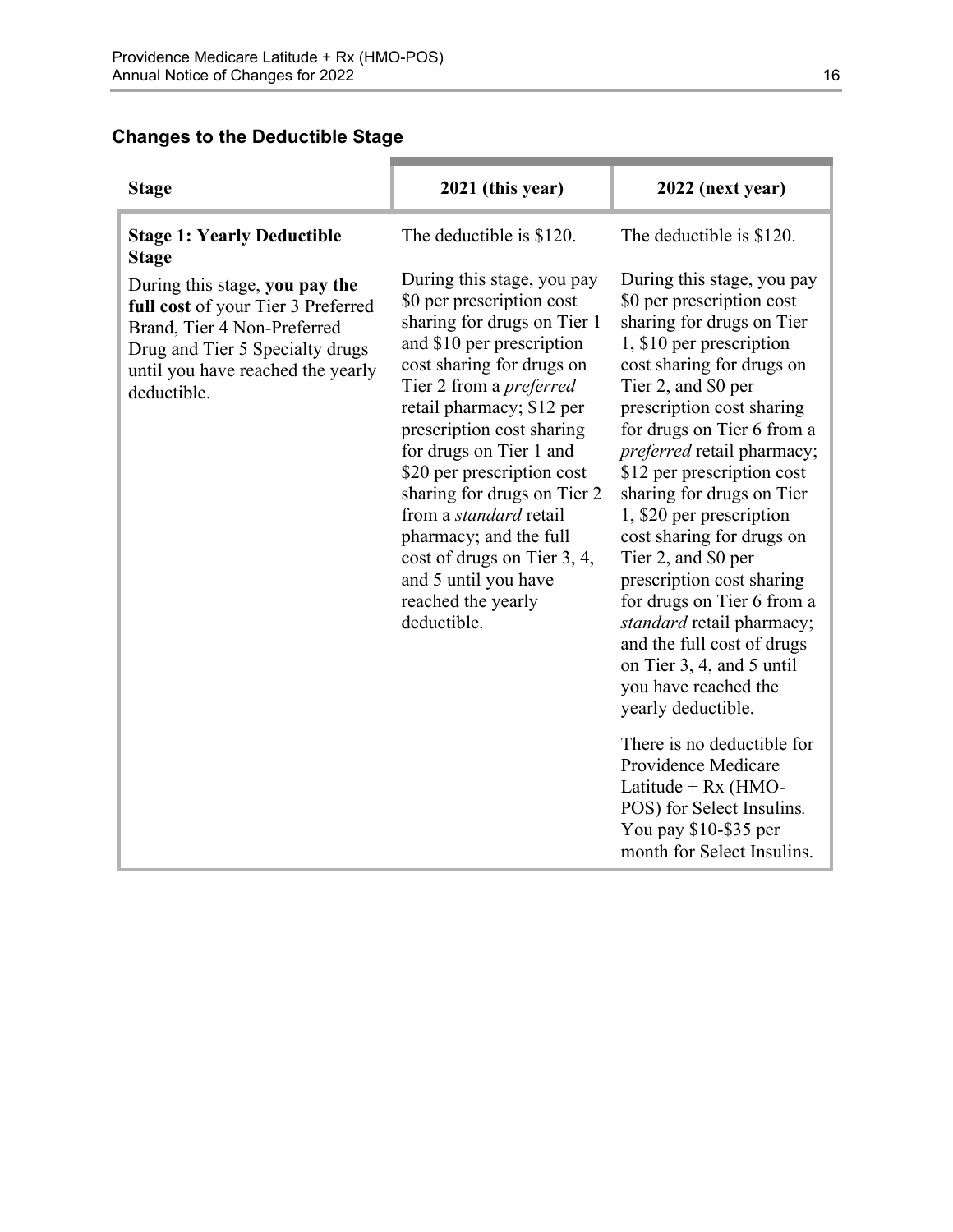### Changes to the Deductible Stage

| Stage | 2021 (this year) | 2022 (next year) |
|---|---|---|
| **Stage 1: Yearly Deductible Stage**<br><br>During this stage, **you pay the full cost** of your Tier 3 Preferred Brand, Tier 4 Non-Preferred Drug and Tier 5 Specialty drugs until you have reached the yearly deductible. | The deductible is $120.<br><br>During this stage, you pay $0 per prescription cost sharing for drugs on Tier 1 and $10 per prescription cost sharing for drugs on Tier 2 from a *preferred* retail pharmacy; $12 per prescription cost sharing for drugs on Tier 1 and $20 per prescription cost sharing for drugs on Tier 2 from a *standard* retail pharmacy; and the full cost of drugs on Tier 3, 4, and 5 until you have reached the yearly deductible. | The deductible is $120.<br><br>During this stage, you pay $0 per prescription cost sharing for drugs on Tier 1, $10 per prescription cost sharing for drugs on Tier 2, and $0 per prescription cost sharing for drugs on Tier 6 from a *preferred* retail pharmacy; $12 per prescription cost sharing for drugs on Tier 1, $20 per prescription cost sharing for drugs on Tier 2, and $0 per prescription cost sharing for drugs on Tier 6 from a *standard* retail pharmacy; and the full cost of drugs on Tier 3, 4, and 5 until you have reached the yearly deductible.<br><br>There is no deductible for Providence Medicare Latitude + Rx (HMO-POS) for Select Insulins. You pay $10-$35 per month for Select Insulins. |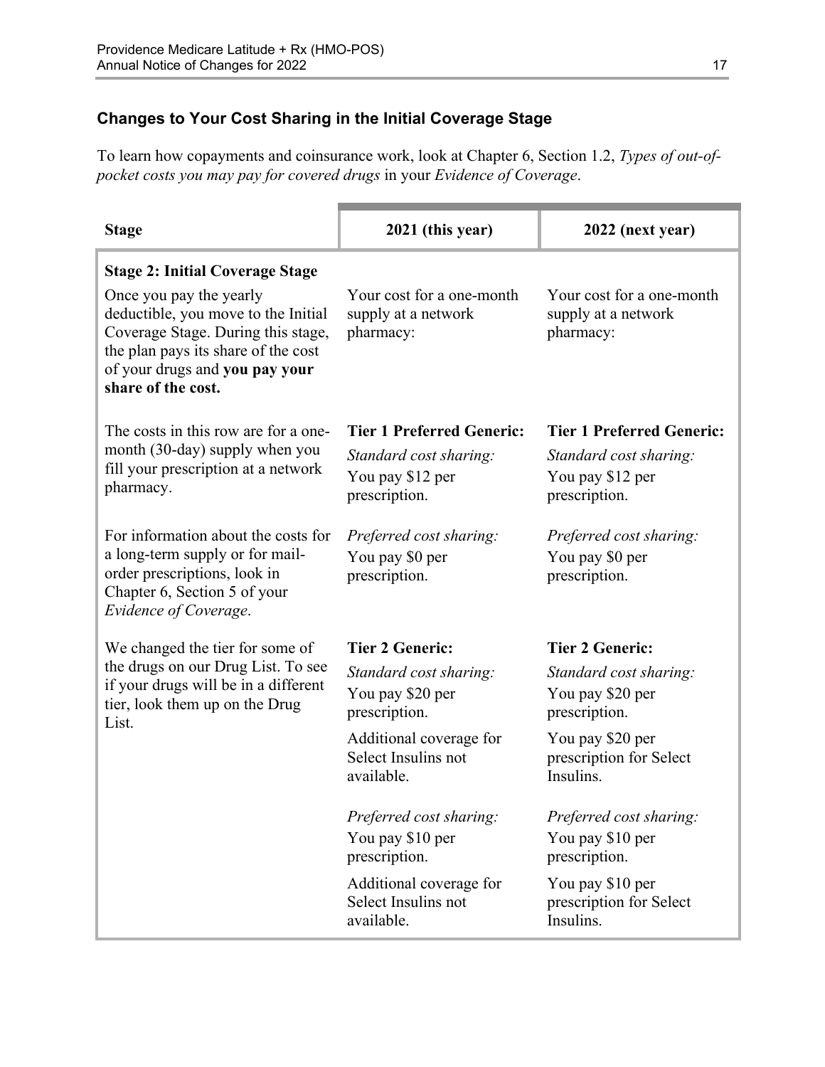### Changes to Your Cost Sharing in the Initial Coverage Stage

To learn how copayments and coinsurance work, look at Chapter 6, Section 1.2, *Types of out-of-pocket costs you may pay for covered drugs* in your *Evidence of Coverage*.

| Stage | 2021 (this year) | 2022 (next year) |
|---|---|---|
| **Stage 2: Initial Coverage Stage**<br>Once you pay the yearly deductible, you move to the Initial Coverage Stage. During this stage, the plan pays its share of the cost of your drugs and **you pay your share of the cost.** | Your cost for a one-month supply at a network pharmacy: | Your cost for a one-month supply at a network pharmacy: |
| The costs in this row are for a one-month (30-day) supply when you fill your prescription at a network pharmacy.<br><br>For information about the costs for a long-term supply or for mail-order prescriptions, look in Chapter 6, Section 5 of your *Evidence of Coverage*.<br><br>We changed the tier for some of the drugs on our Drug List. To see if your drugs will be in a different tier, look them up on the Drug List. | **Tier 1 Preferred Generic:**<br>*Standard cost sharing:*<br>You pay $12 per prescription.<br><br>*Preferred cost sharing:*<br>You pay $0 per prescription.<br><br>**Tier 2 Generic:**<br>*Standard cost sharing:*<br>You pay $20 per prescription.<br>Additional coverage for Select Insulins not available.<br><br>*Preferred cost sharing:*<br>You pay $10 per prescription.<br>Additional coverage for Select Insulins not available. | **Tier 1 Preferred Generic:**<br>*Standard cost sharing:*<br>You pay $12 per prescription.<br><br>*Preferred cost sharing:*<br>You pay $0 per prescription.<br><br>**Tier 2 Generic:**<br>*Standard cost sharing:*<br>You pay $20 per prescription.<br>You pay $20 per prescription for Select Insulins.<br><br>*Preferred cost sharing:*<br>You pay $10 per prescription.<br>You pay $10 per prescription for Select Insulins. |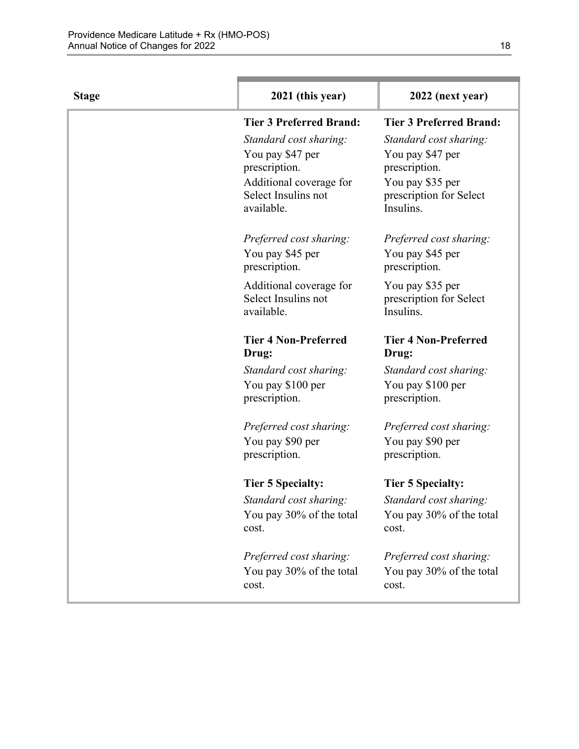| Stage | 2021 (this year) | 2022 (next year) |
|---|---|---|
| | **Tier 3 Preferred Brand:**<br>*Standard cost sharing:*<br>You pay $47 per prescription.<br>Additional coverage for Select Insulins not available.<br><br>*Preferred cost sharing:*<br>You pay $45 per prescription.<br>Additional coverage for Select Insulins not available.<br><br>**Tier 4 Non-Preferred Drug:**<br>*Standard cost sharing:*<br>You pay $100 per prescription.<br><br>*Preferred cost sharing:*<br>You pay $90 per prescription.<br><br>**Tier 5 Specialty:**<br>*Standard cost sharing:*<br>You pay 30% of the total cost.<br><br>*Preferred cost sharing:*<br>You pay 30% of the total cost. | **Tier 3 Preferred Brand:**<br>*Standard cost sharing:*<br>You pay $47 per prescription.<br>You pay $35 per prescription for Select Insulins.<br><br>*Preferred cost sharing:*<br>You pay $45 per prescription.<br>You pay $35 per prescription for Select Insulins.<br><br>**Tier 4 Non-Preferred Drug:**<br>*Standard cost sharing:*<br>You pay $100 per prescription.<br><br>*Preferred cost sharing:*<br>You pay $90 per prescription.<br><br>**Tier 5 Specialty:**<br>*Standard cost sharing:*<br>You pay 30% of the total cost.<br><br>*Preferred cost sharing:*<br>You pay 30% of the total cost. |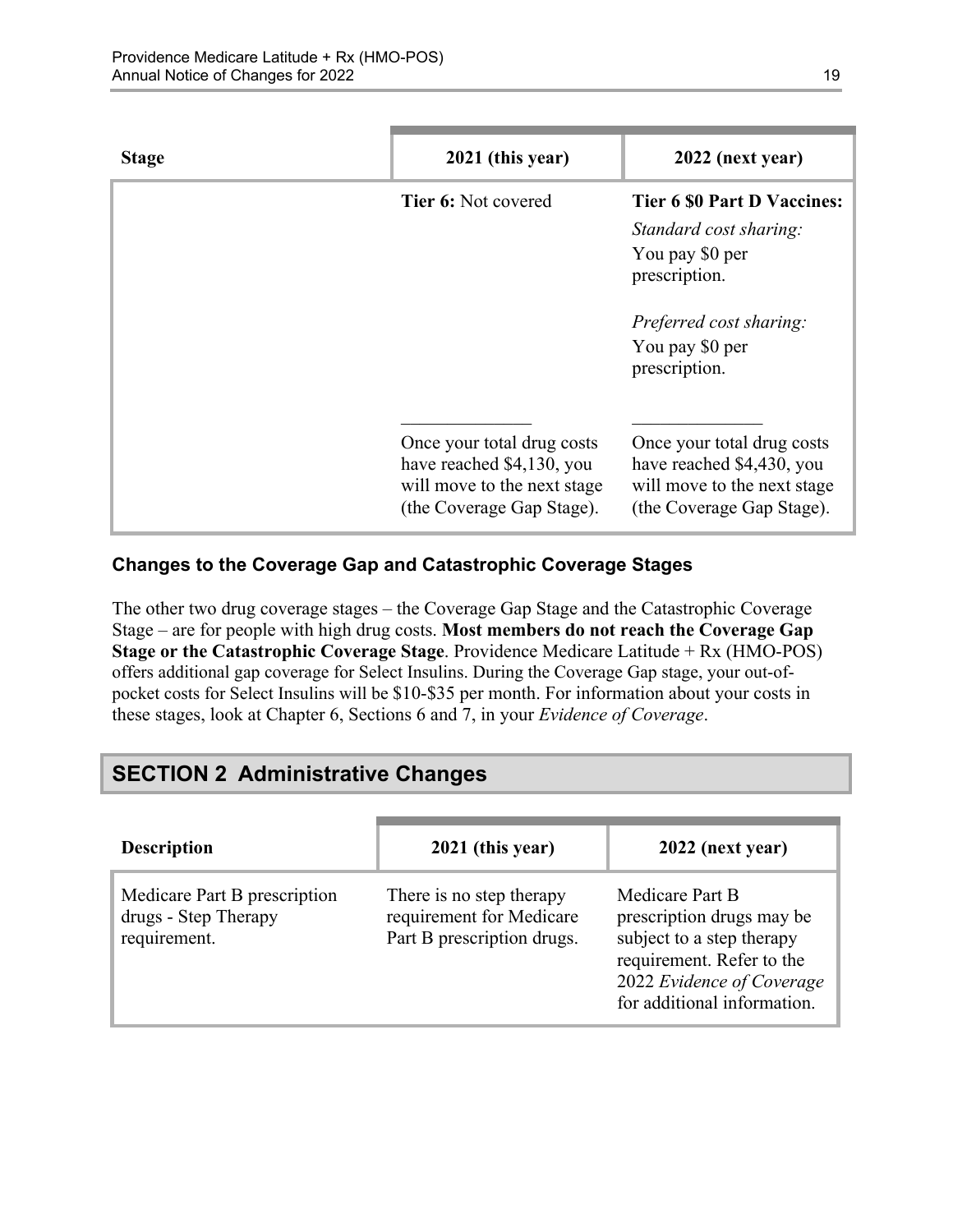| Stage | 2021 (this year) | 2022 (next year) |
|---|---|---|
| | **Tier 6:** Not covered | **Tier 6 $0 Part D Vaccines:** *Standard cost sharing:* You pay $0 per prescription. *Preferred cost sharing:* You pay $0 per prescription. |
| | Once your total drug costs have reached $4,130, you will move to the next stage (the Coverage Gap Stage). | Once your total drug costs have reached $4,430, you will move to the next stage (the Coverage Gap Stage). |

### Changes to the Coverage Gap and Catastrophic Coverage Stages

The other two drug coverage stages – the Coverage Gap Stage and the Catastrophic Coverage Stage – are for people with high drug costs. **Most members do not reach the Coverage Gap Stage or the Catastrophic Coverage Stage**. Providence Medicare Latitude + Rx (HMO-POS) offers additional gap coverage for Select Insulins. During the Coverage Gap stage, your out-of-pocket costs for Select Insulins will be $10-$35 per month. For information about your costs in these stages, look at Chapter 6, Sections 6 and 7, in your *Evidence of Coverage*.

## SECTION 2 Administrative Changes

| Description | 2021 (this year) | 2022 (next year) |
|---|---|---|
| Medicare Part B prescription drugs - Step Therapy requirement. | There is no step therapy requirement for Medicare Part B prescription drugs. | Medicare Part B prescription drugs may be subject to a step therapy requirement. Refer to the 2022 *Evidence of Coverage* for additional information. |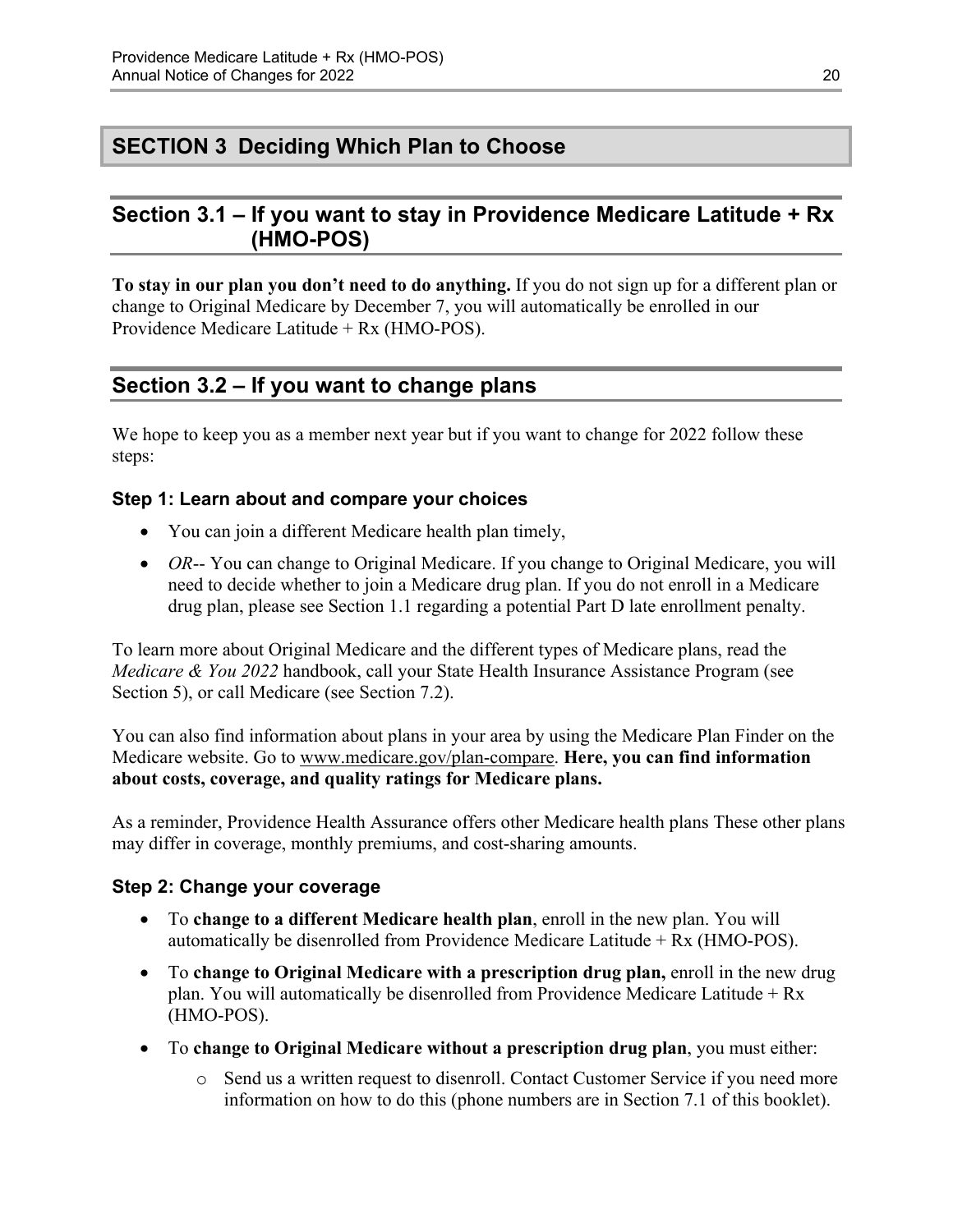# SECTION 3 Deciding Which Plan to Choose

## Section 3.1 – If you want to stay in Providence Medicare Latitude + Rx (HMO-POS)

**To stay in our plan you don't need to do anything.** If you do not sign up for a different plan or change to Original Medicare by December 7, you will automatically be enrolled in our Providence Medicare Latitude + Rx (HMO-POS).

## Section 3.2 – If you want to change plans

We hope to keep you as a member next year but if you want to change for 2022 follow these steps:

### Step 1: Learn about and compare your choices

- You can join a different Medicare health plan timely,
- *OR*-- You can change to Original Medicare. If you change to Original Medicare, you will need to decide whether to join a Medicare drug plan. If you do not enroll in a Medicare drug plan, please see Section 1.1 regarding a potential Part D late enrollment penalty.

To learn more about Original Medicare and the different types of Medicare plans, read the *Medicare & You 2022* handbook, call your State Health Insurance Assistance Program (see Section 5), or call Medicare (see Section 7.2).

You can also find information about plans in your area by using the Medicare Plan Finder on the Medicare website. Go to www.medicare.gov/plan-compare. **Here, you can find information about costs, coverage, and quality ratings for Medicare plans.**

As a reminder, Providence Health Assurance offers other Medicare health plans These other plans may differ in coverage, monthly premiums, and cost-sharing amounts.

### Step 2: Change your coverage

- To **change to a different Medicare health plan**, enroll in the new plan. You will automatically be disenrolled from Providence Medicare Latitude + Rx (HMO-POS).
- To **change to Original Medicare with a prescription drug plan,** enroll in the new drug plan. You will automatically be disenrolled from Providence Medicare Latitude + Rx (HMO-POS).
- To **change to Original Medicare without a prescription drug plan**, you must either:
  - Send us a written request to disenroll. Contact Customer Service if you need more information on how to do this (phone numbers are in Section 7.1 of this booklet).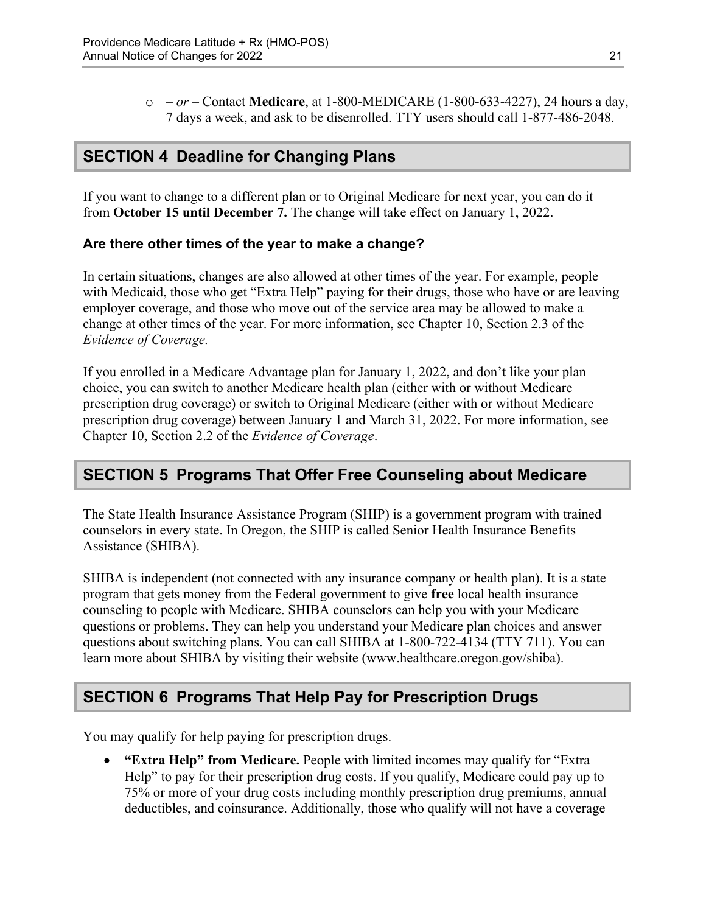- – *or* – Contact **Medicare**, at 1-800-MEDICARE (1-800-633-4227), 24 hours a day, 7 days a week, and ask to be disenrolled. TTY users should call 1-877-486-2048.

## SECTION 4 Deadline for Changing Plans

If you want to change to a different plan or to Original Medicare for next year, you can do it from **October 15 until December 7.** The change will take effect on January 1, 2022.

### Are there other times of the year to make a change?

In certain situations, changes are also allowed at other times of the year. For example, people with Medicaid, those who get "Extra Help" paying for their drugs, those who have or are leaving employer coverage, and those who move out of the service area may be allowed to make a change at other times of the year. For more information, see Chapter 10, Section 2.3 of the *Evidence of Coverage.*

If you enrolled in a Medicare Advantage plan for January 1, 2022, and don't like your plan choice, you can switch to another Medicare health plan (either with or without Medicare prescription drug coverage) or switch to Original Medicare (either with or without Medicare prescription drug coverage) between January 1 and March 31, 2022. For more information, see Chapter 10, Section 2.2 of the *Evidence of Coverage*.

## SECTION 5 Programs That Offer Free Counseling about Medicare

The State Health Insurance Assistance Program (SHIP) is a government program with trained counselors in every state. In Oregon, the SHIP is called Senior Health Insurance Benefits Assistance (SHIBA).

SHIBA is independent (not connected with any insurance company or health plan). It is a state program that gets money from the Federal government to give **free** local health insurance counseling to people with Medicare. SHIBA counselors can help you with your Medicare questions or problems. They can help you understand your Medicare plan choices and answer questions about switching plans. You can call SHIBA at 1-800-722-4134 (TTY 711). You can learn more about SHIBA by visiting their website (www.healthcare.oregon.gov/shiba).

## SECTION 6 Programs That Help Pay for Prescription Drugs

You may qualify for help paying for prescription drugs.

- **"Extra Help" from Medicare.** People with limited incomes may qualify for "Extra Help" to pay for their prescription drug costs. If you qualify, Medicare could pay up to 75% or more of your drug costs including monthly prescription drug premiums, annual deductibles, and coinsurance. Additionally, those who qualify will not have a coverage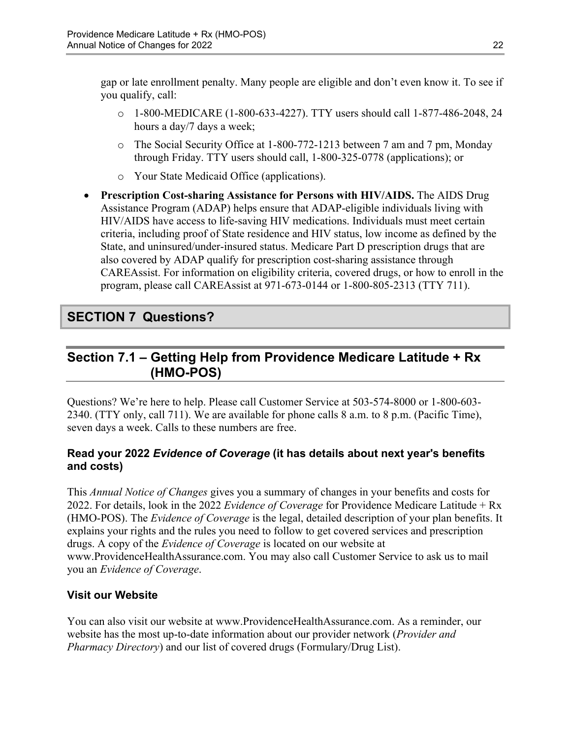gap or late enrollment penalty. Many people are eligible and don't even know it. To see if you qualify, call:

- 1-800-MEDICARE (1-800-633-4227). TTY users should call 1-877-486-2048, 24 hours a day/7 days a week;
- The Social Security Office at 1-800-772-1213 between 7 am and 7 pm, Monday through Friday. TTY users should call, 1-800-325-0778 (applications); or
- Your State Medicaid Office (applications).

- **Prescription Cost-sharing Assistance for Persons with HIV/AIDS.** The AIDS Drug Assistance Program (ADAP) helps ensure that ADAP-eligible individuals living with HIV/AIDS have access to life-saving HIV medications. Individuals must meet certain criteria, including proof of State residence and HIV status, low income as defined by the State, and uninsured/under-insured status. Medicare Part D prescription drugs that are also covered by ADAP qualify for prescription cost-sharing assistance through CAREAssist. For information on eligibility criteria, covered drugs, or how to enroll in the program, please call CAREAssist at 971-673-0144 or 1-800-805-2313 (TTY 711).

# SECTION 7 Questions?

## Section 7.1 – Getting Help from Providence Medicare Latitude + Rx (HMO-POS)

Questions? We're here to help. Please call Customer Service at 503-574-8000 or 1-800-603-2340. (TTY only, call 711). We are available for phone calls 8 a.m. to 8 p.m. (Pacific Time), seven days a week. Calls to these numbers are free.

### Read your 2022 *Evidence of Coverage* (it has details about next year's benefits and costs)

This *Annual Notice of Changes* gives you a summary of changes in your benefits and costs for 2022. For details, look in the 2022 *Evidence of Coverage* for Providence Medicare Latitude + Rx (HMO-POS). The *Evidence of Coverage* is the legal, detailed description of your plan benefits. It explains your rights and the rules you need to follow to get covered services and prescription drugs. A copy of the *Evidence of Coverage* is located on our website at www.ProvidenceHealthAssurance.com. You may also call Customer Service to ask us to mail you an *Evidence of Coverage*.

### Visit our Website

You can also visit our website at www.ProvidenceHealthAssurance.com. As a reminder, our website has the most up-to-date information about our provider network (*Provider and Pharmacy Directory*) and our list of covered drugs (Formulary/Drug List).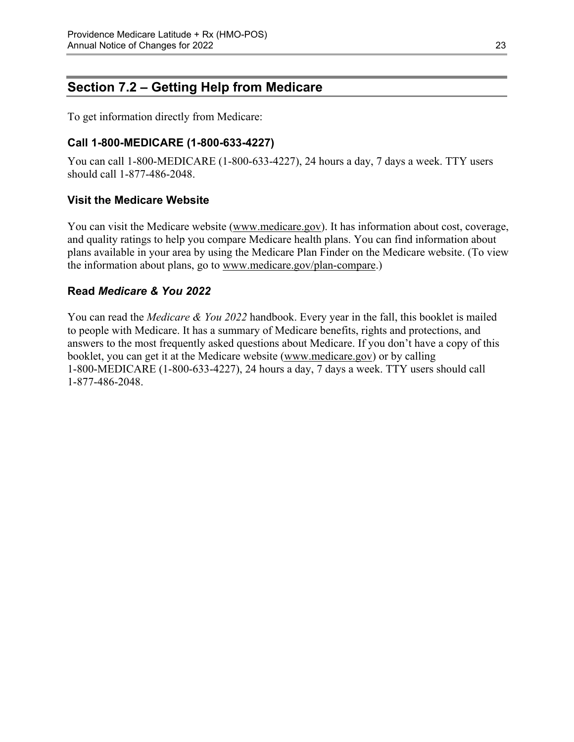## Section 7.2 – Getting Help from Medicare

To get information directly from Medicare:

### Call 1-800-MEDICARE (1-800-633-4227)

You can call 1-800-MEDICARE (1-800-633-4227), 24 hours a day, 7 days a week. TTY users should call 1-877-486-2048.

### Visit the Medicare Website

You can visit the Medicare website (www.medicare.gov). It has information about cost, coverage, and quality ratings to help you compare Medicare health plans. You can find information about plans available in your area by using the Medicare Plan Finder on the Medicare website. (To view the information about plans, go to www.medicare.gov/plan-compare.)

### Read *Medicare & You 2022*

You can read the *Medicare & You 2022* handbook. Every year in the fall, this booklet is mailed to people with Medicare. It has a summary of Medicare benefits, rights and protections, and answers to the most frequently asked questions about Medicare. If you don't have a copy of this booklet, you can get it at the Medicare website (www.medicare.gov) or by calling 1-800-MEDICARE (1-800-633-4227), 24 hours a day, 7 days a week. TTY users should call 1-877-486-2048.